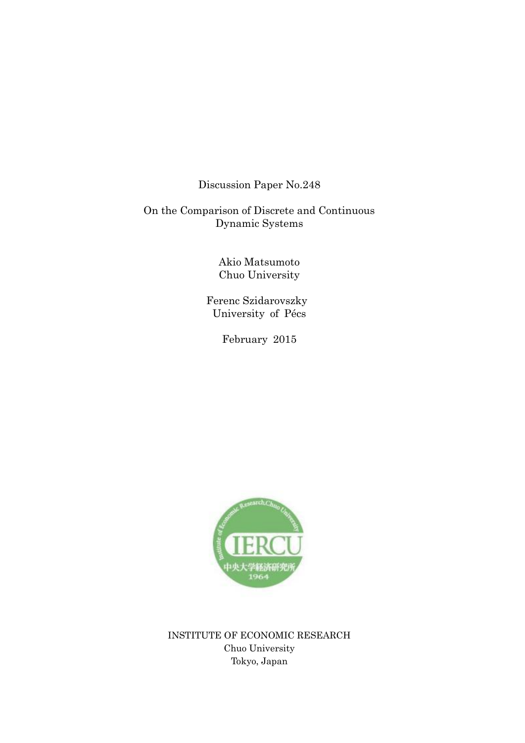Discussion Paper No.248

# On the Comparison of Discrete and Continuous Dynamic Systems

Akio Matsumoto
Chuo University

Ferenc Szidarovszky
University of Pécs

February 2015

INSTITUTE OF ECONOMIC RESEARCH
Chuo University
Tokyo, Japan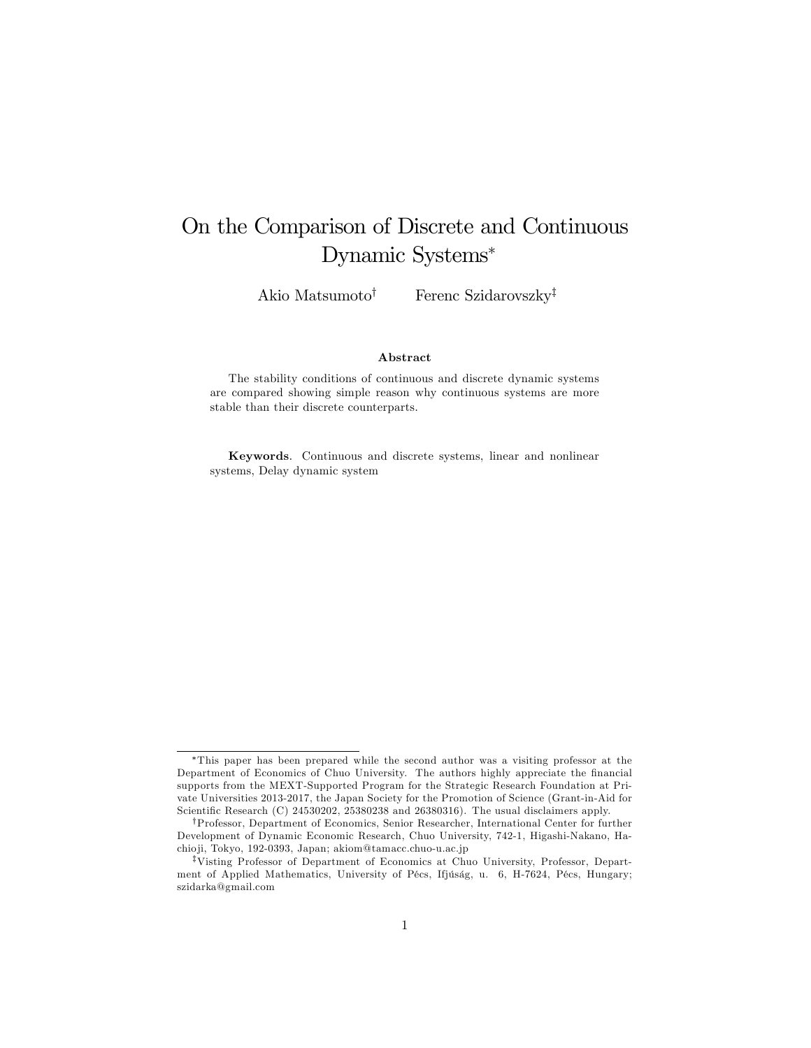# On the Comparison of Discrete and Continuous Dynamic Systems*

Akio Matsumoto†　　Ferenc Szidarovszky‡

**Abstract**

The stability conditions of continuous and discrete dynamic systems are compared showing simple reason why continuous systems are more stable than their discrete counterparts.

**Keywords**. Continuous and discrete systems, linear and nonlinear systems, Delay dynamic system

---

*This paper has been prepared while the second author was a visiting professor at the Department of Economics of Chuo University. The authors highly appreciate the financial supports from the MEXT-Supported Program for the Strategic Research Foundation at Private Universities 2013-2017, the Japan Society for the Promotion of Science (Grant-in-Aid for Scientific Research (C) 24530202, 25380238 and 26380316). The usual disclaimers apply.

†Professor, Department of Economics, Senior Researcher, International Center for further Development of Dynamic Economic Research, Chuo University, 742-1, Higashi-Nakano, Hachioji, Tokyo, 192-0393, Japan; akiom@tamacc.chuo-u.ac.jp

‡Visting Professor of Department of Economics at Chuo University, Professor, Department of Applied Mathematics, University of Pécs, Ifjúság, u. 6, H-7624, Pécs, Hungary; szidarka@gmail.com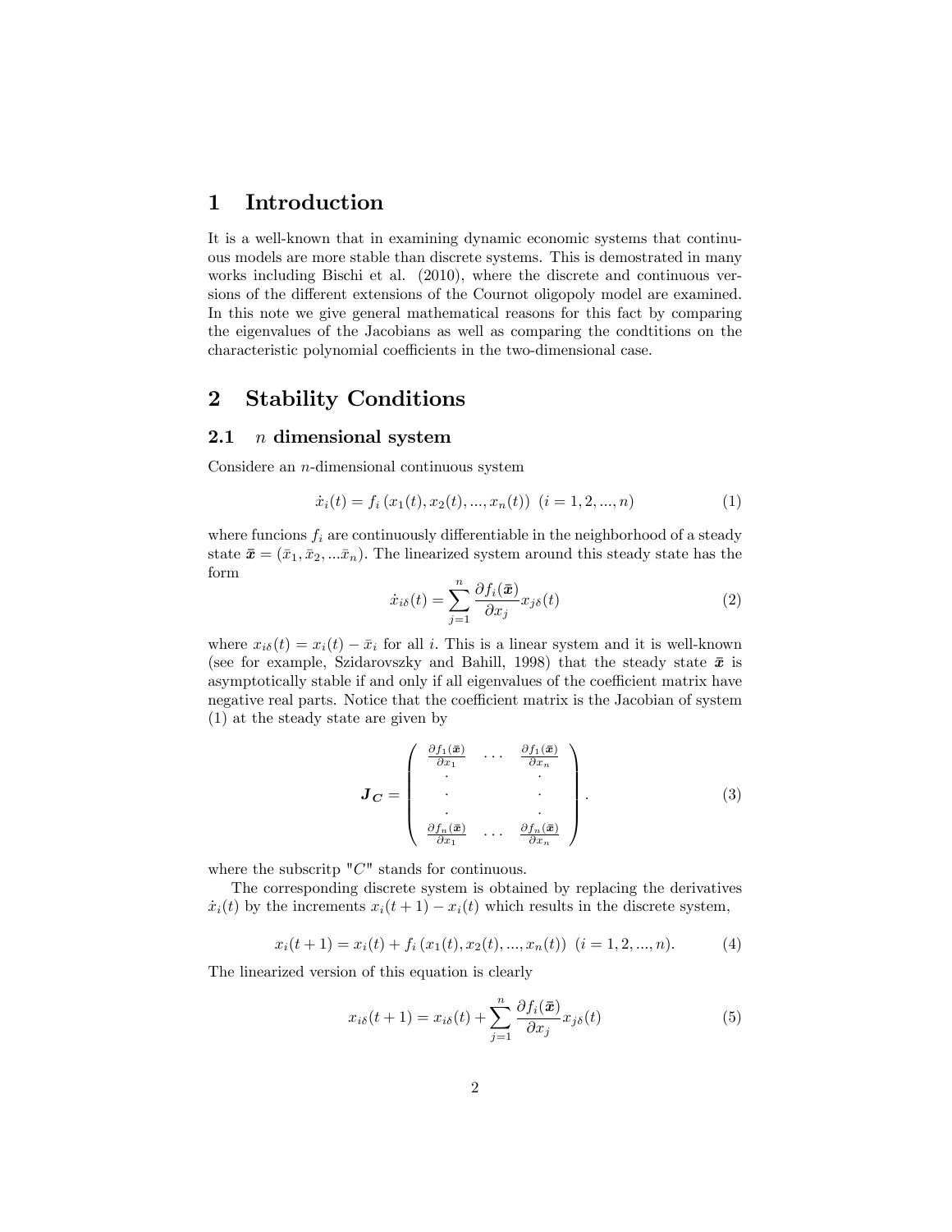# 1 Introduction

It is a well-known that in examining dynamic economic systems that continuous models are more stable than discrete systems. This is demostrated in many works including Bischi et al. (2010), where the discrete and continuous versions of the different extensions of the Cournot oligopoly model are examined. In this note we give general mathematical reasons for this fact by comparing the eigenvalues of the Jacobians as well as comparing the condtitions on the characteristic polynomial coefficients in the two-dimensional case.

# 2 Stability Conditions

## 2.1 $n$ dimensional system

Considere an $n$-dimensional continuous system

$$\dot{x}_i(t) = f_i\left(x_1(t), x_2(t), ..., x_n(t)\right) \;\; (i = 1, 2, ..., n) \tag{1}$$

where funcions $f_i$ are continuously differentiable in the neighborhood of a steady state $\bar{\boldsymbol{x}} = (\bar{x}_1, \bar{x}_2, ...\bar{x}_n)$. The linearized system around this steady state has the form

$$\dot{x}_{i\delta}(t) = \sum_{j=1}^{n} \frac{\partial f_i(\bar{\boldsymbol{x}})}{\partial x_j} x_{j\delta}(t) \tag{2}$$

where $x_{i\delta}(t) = x_i(t) - \bar{x}_i$ for all $i$. This is a linear system and it is well-known (see for example, Szidarovszky and Bahill, 1998) that the steady state $\bar{\boldsymbol{x}}$ is asymptotically stable if and only if all eigenvalues of the coefficient matrix have negative real parts. Notice that the coefficient matrix is the Jacobian of system (1) at the steady state are given by

$$\boldsymbol{J_C} = \begin{pmatrix} \frac{\partial f_1(\bar{\boldsymbol{x}})}{\partial x_1} & \cdots & \frac{\partial f_1(\bar{\boldsymbol{x}})}{\partial x_n} \\ \cdot & & \cdot \\ \cdot & & \cdot \\ \cdot & & \cdot \\ \frac{\partial f_n(\bar{\boldsymbol{x}})}{\partial x_1} & \cdots & \frac{\partial f_n(\bar{\boldsymbol{x}})}{\partial x_n} \end{pmatrix}. \tag{3}$$

where the subscritp "$C$" stands for continuous.

The corresponding discrete system is obtained by replacing the derivatives $\dot{x}_i(t)$ by the increments $x_i(t+1) - x_i(t)$ which results in the discrete system,

$$x_i(t+1) = x_i(t) + f_i\left(x_1(t), x_2(t), ..., x_n(t)\right) \;\; (i = 1, 2, ..., n). \tag{4}$$

The linearized version of this equation is clearly

$$x_{i\delta}(t+1) = x_{i\delta}(t) + \sum_{j=1}^{n} \frac{\partial f_i(\bar{\boldsymbol{x}})}{\partial x_j} x_{j\delta}(t) \tag{5}$$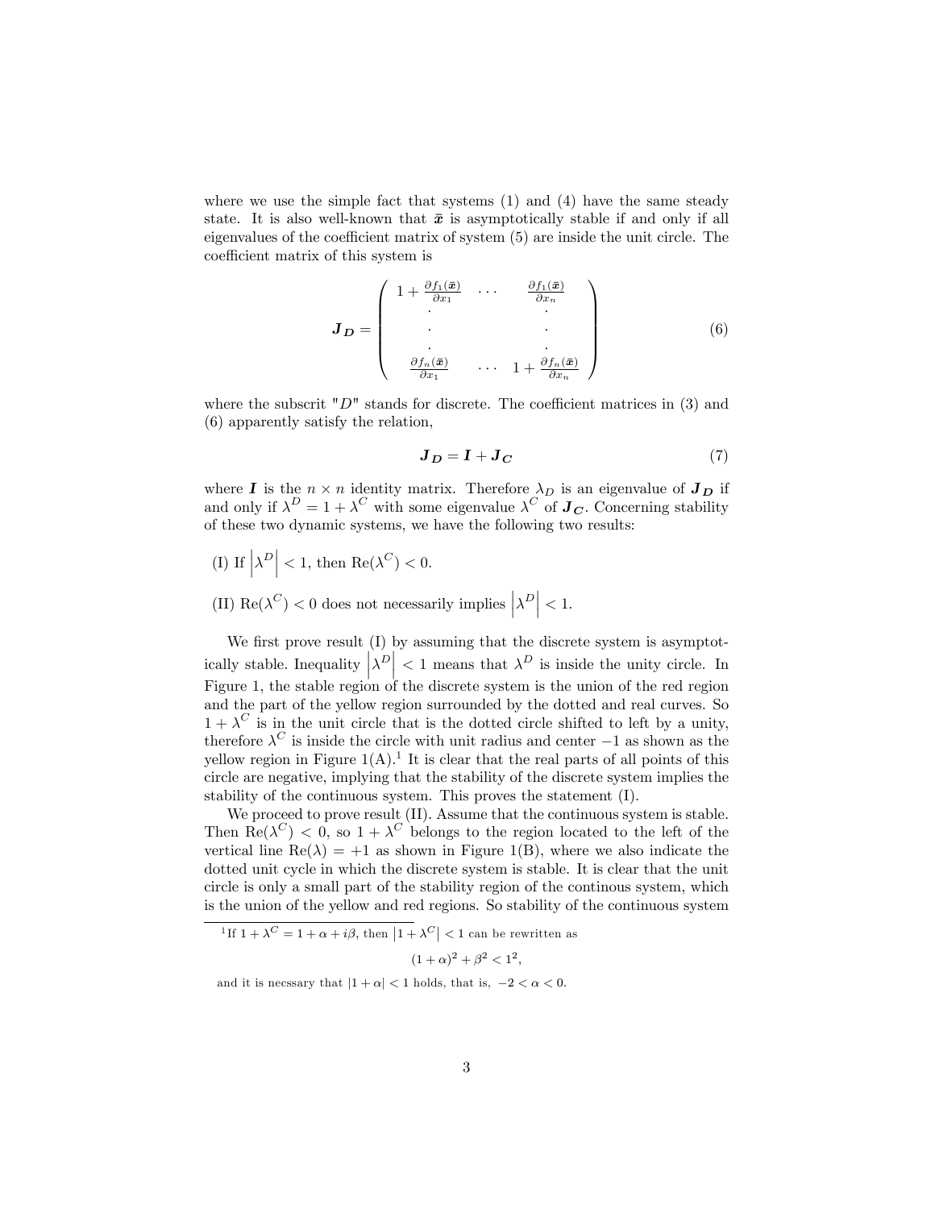where we use the simple fact that systems (1) and (4) have the same steady state. It is also well-known that $\bar{\boldsymbol{x}}$ is asymptotically stable if and only if all eigenvalues of the coefficient matrix of system (5) are inside the unit circle. The coefficient matrix of this system is

$$
\boldsymbol{J_D} = \begin{pmatrix} 1 + \frac{\partial f_1(\bar{\boldsymbol{x}})}{\partial x_1} & \cdots & \frac{\partial f_1(\bar{\boldsymbol{x}})}{\partial x_n} \\ \cdot & & \cdot \\ \cdot & & \cdot \\ \cdot & & \cdot \\ \frac{\partial f_n(\bar{\boldsymbol{x}})}{\partial x_1} & \cdots & 1 + \frac{\partial f_n(\bar{\boldsymbol{x}})}{\partial x_n} \end{pmatrix} \tag{6}
$$

where the subscrit "$D$" stands for discrete. The coefficient matrices in (3) and (6) apparently satisfy the relation,

$$
\boldsymbol{J_D} = \boldsymbol{I} + \boldsymbol{J_C} \tag{7}
$$

where $\boldsymbol{I}$ is the $n \times n$ identity matrix. Therefore $\lambda_D$ is an eigenvalue of $\boldsymbol{J_D}$ if and only if $\lambda^D = 1 + \lambda^C$ with some eigenvalue $\lambda^C$ of $\boldsymbol{J_C}$. Concerning stability of these two dynamic systems, we have the following two results:

(I) If $\left|\lambda^D\right| < 1$, then $\mathrm{Re}(\lambda^C) < 0$.

(II) $\mathrm{Re}(\lambda^C) < 0$ does not necessarily implies $\left|\lambda^D\right| < 1$.

We first prove result (I) by assuming that the discrete system is asymptotically stable. Inequality $\left|\lambda^D\right| < 1$ means that $\lambda^D$ is inside the unity circle. In Figure 1, the stable region of the discrete system is the union of the red region and the part of the yellow region surrounded by the dotted and real curves. So $1 + \lambda^C$ is in the unit circle that is the dotted circle shifted to left by a unity, therefore $\lambda^C$ is inside the circle with unit radius and center $-1$ as shown as the yellow region in Figure 1(A).[1] It is clear that the real parts of all points of this circle are negative, implying that the stability of the discrete system implies the stability of the continuous system. This proves the statement (I).

We proceed to prove result (II). Assume that the continuous system is stable. Then $\mathrm{Re}(\lambda^C) < 0$, so $1 + \lambda^C$ belongs to the region located to the left of the vertical line $\mathrm{Re}(\lambda) = +1$ as shown in Figure 1(B), where we also indicate the dotted unit cycle in which the discrete system is stable. It is clear that the unit circle is only a small part of the stability region of the continous system, which is the union of the yellow and red regions. So stability of the continuous system

[1] If $1 + \lambda^C = 1 + \alpha + i\beta$, then $\left|1 + \lambda^C\right| < 1$ can be rewritten as

$$
(1 + \alpha)^2 + \beta^2 < 1^2,
$$

and it is necssary that $|1 + \alpha| < 1$ holds, that is, $-2 < \alpha < 0$.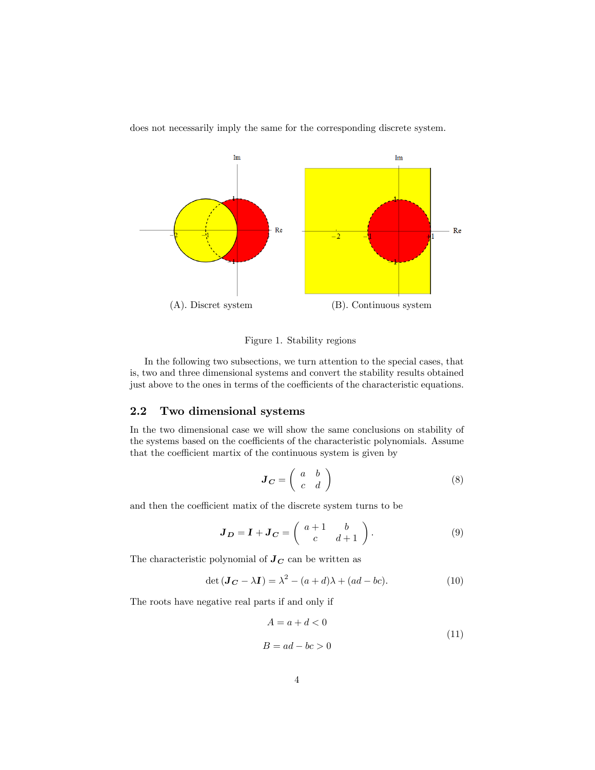does not necessarily imply the same for the corresponding discrete system.

Im

Re

−2 −1 1 −1

(A). Discret system

Im

Re

−2 −1 1 −1 1

(B). Continuous system

Figure 1. Stability regions

In the following two subsections, we turn attention to the special cases, that is, two and three dimensional systems and convert the stability results obtained just above to the ones in terms of the coefficients of the characteristic equations.

## 2.2 Two dimensional systems

In the two dimensional case we will show the same conclusions on stability of the systems based on the coefficients of the characteristic polynomials. Assume that the coefficient martix of the continuous system is given by

$$\boldsymbol{J_C} = \begin{pmatrix} a & b \\ c & d \end{pmatrix} \tag{8}$$

and then the coefficient matix of the discrete system turns to be

$$\boldsymbol{J_D} = \boldsymbol{I} + \boldsymbol{J_C} = \begin{pmatrix} a+1 & b \\ c & d+1 \end{pmatrix}. \tag{9}$$

The characteristic polynomial of $\boldsymbol{J_C}$ can be written as

$$\det(\boldsymbol{J_C} - \lambda \boldsymbol{I}) = \lambda^2 - (a+d)\lambda + (ad - bc). \tag{10}$$

The roots have negative real parts if and only if

$$\begin{aligned} A &= a + d < 0 \\ B &= ad - bc > 0 \end{aligned} \tag{11}$$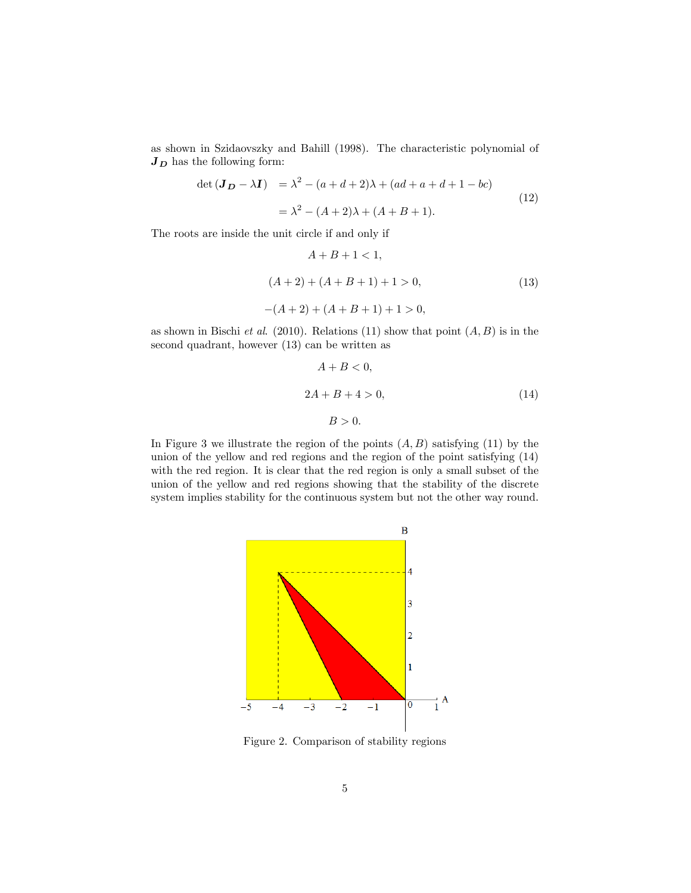as shown in Szidaovszky and Bahill (1998). The characteristic polynomial of $\boldsymbol{J_D}$ has the following form:

$$
\begin{aligned}
\det\left(\boldsymbol{J_D} - \lambda \boldsymbol{I}\right) &= \lambda^2 - (a+d+2)\lambda + (ad + a + d + 1 - bc) \\
&= \lambda^2 - (A+2)\lambda + (A+B+1).
\end{aligned}
\tag{12}
$$

The roots are inside the unit circle if and only if

$$
\begin{aligned}
A + B + 1 &< 1, \\
(A+2) + (A+B+1) + 1 &> 0, \\
-(A+2) + (A+B+1) + 1 &> 0,
\end{aligned}
\tag{13}
$$

as shown in Bischi *et al*. (2010). Relations (11) show that point $(A, B)$ is in the second quadrant, however (13) can be written as

$$
\begin{aligned}
A + B &< 0, \\
2A + B + 4 &> 0, \\
B &> 0.
\end{aligned}
\tag{14}
$$

In Figure 3 we illustrate the region of the points $(A, B)$ satisfying (11) by the union of the yellow and red regions and the region of the point satisfying (14) with the red region. It is clear that the red region is only a small subset of the union of the yellow and red regions showing that the stability of the discrete system implies stability for the continuous system but not the other way round.

Figure 2. Comparison of stability regions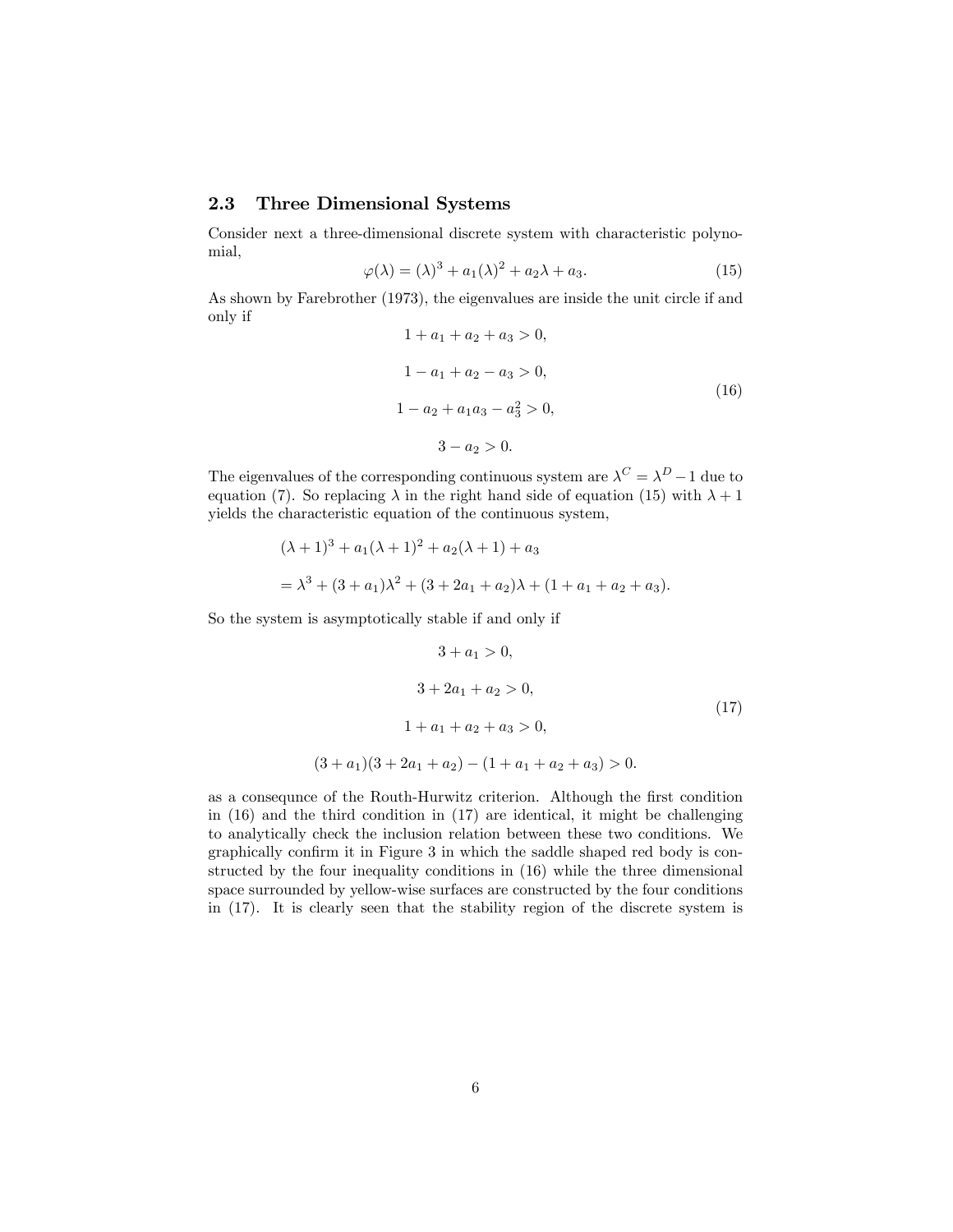### 2.3 Three Dimensional Systems

Consider next a three-dimensional discrete system with characteristic polynomial,

$$\varphi(\lambda) = (\lambda)^3 + a_1(\lambda)^2 + a_2\lambda + a_3. \tag{15}$$

As shown by Farebrother (1973), the eigenvalues are inside the unit circle if and only if

$$\begin{aligned}
&1 + a_1 + a_2 + a_3 > 0, \\
&1 - a_1 + a_2 - a_3 > 0, \\
&1 - a_2 + a_1 a_3 - a_3^2 > 0, \\
&3 - a_2 > 0.
\end{aligned} \tag{16}$$

The eigenvalues of the corresponding continuous system are $\lambda^C = \lambda^D - 1$ due to equation (7). So replacing $\lambda$ in the right hand side of equation (15) with $\lambda + 1$ yields the characteristic equation of the continuous system,

$$\begin{aligned}
&(\lambda + 1)^3 + a_1(\lambda + 1)^2 + a_2(\lambda + 1) + a_3 \\
&= \lambda^3 + (3 + a_1)\lambda^2 + (3 + 2a_1 + a_2)\lambda + (1 + a_1 + a_2 + a_3).
\end{aligned}$$

So the system is asymptotically stable if and only if

$$\begin{aligned}
&3 + a_1 > 0, \\
&3 + 2a_1 + a_2 > 0, \\
&1 + a_1 + a_2 + a_3 > 0, \\
&(3 + a_1)(3 + 2a_1 + a_2) - (1 + a_1 + a_2 + a_3) > 0.
\end{aligned} \tag{17}$$

as a consequnce of the Routh-Hurwitz criterion. Although the first condition in (16) and the third condition in (17) are identical, it might be challenging to analytically check the inclusion relation between these two conditions. We graphically confirm it in Figure 3 in which the saddle shaped red body is constructed by the four inequality conditions in (16) while the three dimensional space surrounded by yellow-wise surfaces are constructed by the four conditions in (17). It is clearly seen that the stability region of the discrete system is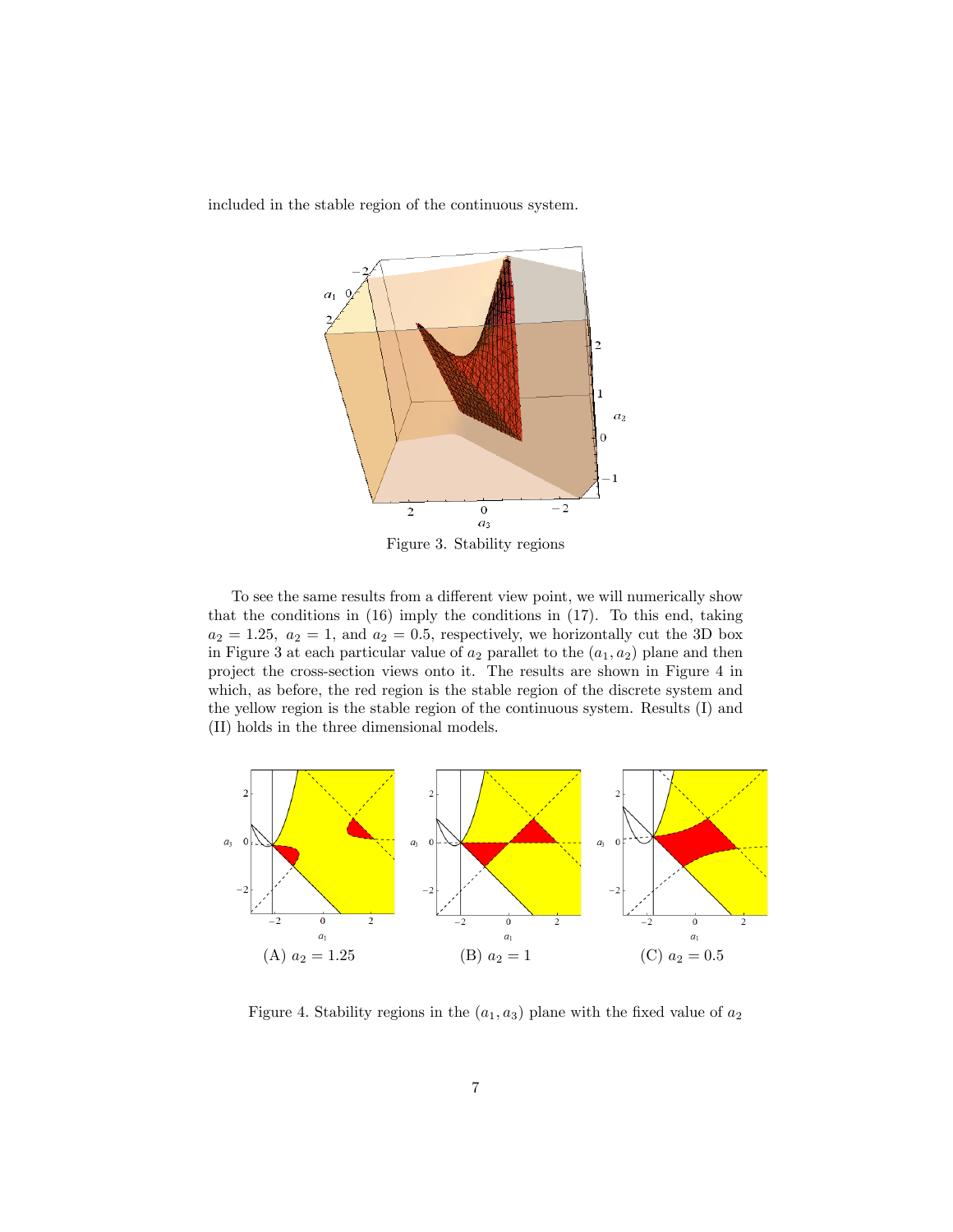included in the stable region of the continuous system.

$a_1$
$-2$
$0$
$2$
$2$
$1$
$a_2$
$0$
$-1$
$2$
$0$
$a_3$
$-2$

Figure 3. Stability regions

To see the same results from a different view point, we will numerically show that the conditions in (16) imply the conditions in (17). To this end, taking $a_2 = 1.25$, $a_2 = 1$, and $a_2 = 0.5$, respectively, we horizontally cut the 3D box in Figure 3 at each particular value of $a_2$ parallel to the $(a_1, a_2)$ plane and then project the cross-section views onto it. The results are shown in Figure 4 in which, as before, the red region is the stable region of the discrete system and the yellow region is the stable region of the continuous system. Results (I) and (II) holds in the three dimensional models.

$2$
$a_3$ $0$
$-2$
$-2$ $0$ $2$
$a_1$

(A) $a_2 = 1.25$

$2$
$a_3$ $0$
$-2$
$-2$ $0$ $2$
$a_1$

(B) $a_2 = 1$

$2$
$a_3$ $0$
$-2$
$-2$ $0$ $2$
$a_1$

(C) $a_2 = 0.5$

Figure 4. Stability regions in the $(a_1, a_3)$ plane with the fixed value of $a_2$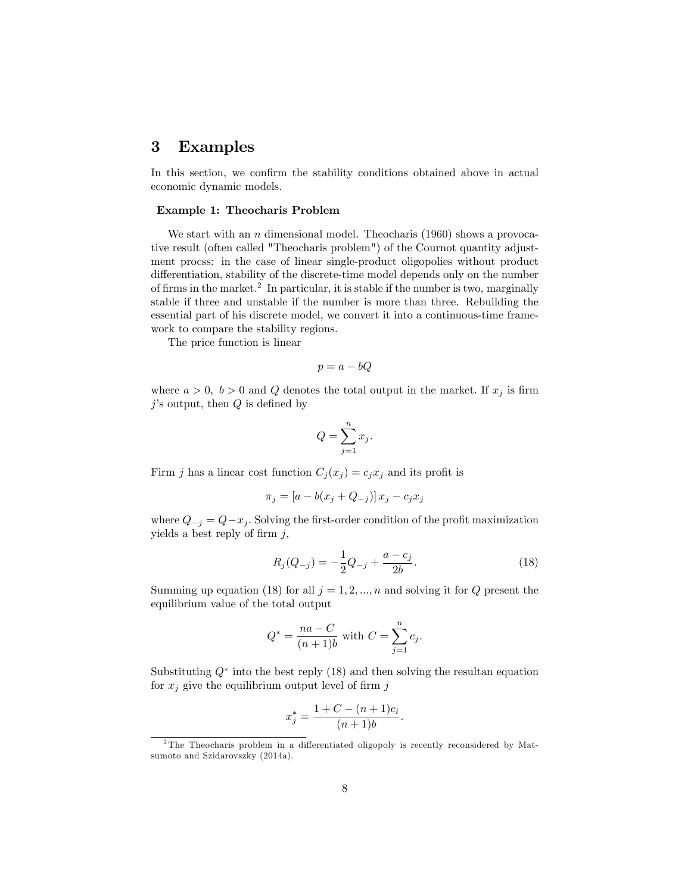# 3 Examples

In this section, we confirm the stability conditions obtained above in actual economic dynamic models.

**Example 1: Theocharis Problem**

We start with an $n$ dimensional model. Theocharis (1960) shows a provocative result (often called "Theocharis problem") of the Cournot quantity adjustment procss: in the case of linear single-product oligopolies without product differentiation, stability of the discrete-time model depends only on the number of firms in the market.[2] In particular, it is stable if the number is two, marginally stable if three and unstable if the number is more than three. Rebuilding the essential part of his discrete model, we convert it into a continuous-time framework to compare the stability regions.

The price function is linear

$$p = a - bQ$$

where $a > 0,\ b > 0$ and $Q$ denotes the total output in the market. If $x_j$ is firm $j$'s output, then $Q$ is defined by

$$Q = \sum_{j=1}^{n} x_j.$$

Firm $j$ has a linear cost function $C_j(x_j) = c_j x_j$ and its profit is

$$\pi_j = \left[a - b(x_j + Q_{-j})\right] x_j - c_j x_j$$

where $Q_{-j} = Q - x_j$. Solving the first-order condition of the profit maximization yields a best reply of firm $j$,

$$R_j(Q_{-j}) = -\frac{1}{2} Q_{-j} + \frac{a - c_j}{2b}. \tag{18}$$

Summing up equation (18) for all $j = 1, 2, ..., n$ and solving it for $Q$ present the equilibrium value of the total output

$$Q^* = \frac{na - C}{(n+1)b} \text{ with } C = \sum_{j=1}^{n} c_j.$$

Substituting $Q^*$ into the best reply (18) and then solving the resultan equation for $x_j$ give the equilibrium output level of firm $j$

$$x_j^* = \frac{1 + C - (n+1)c_i}{(n+1)b}.$$

[2] The Theocharis problem in a differentiated oligopoly is recently reconsidered by Matsumoto and Szidarovszky (2014a).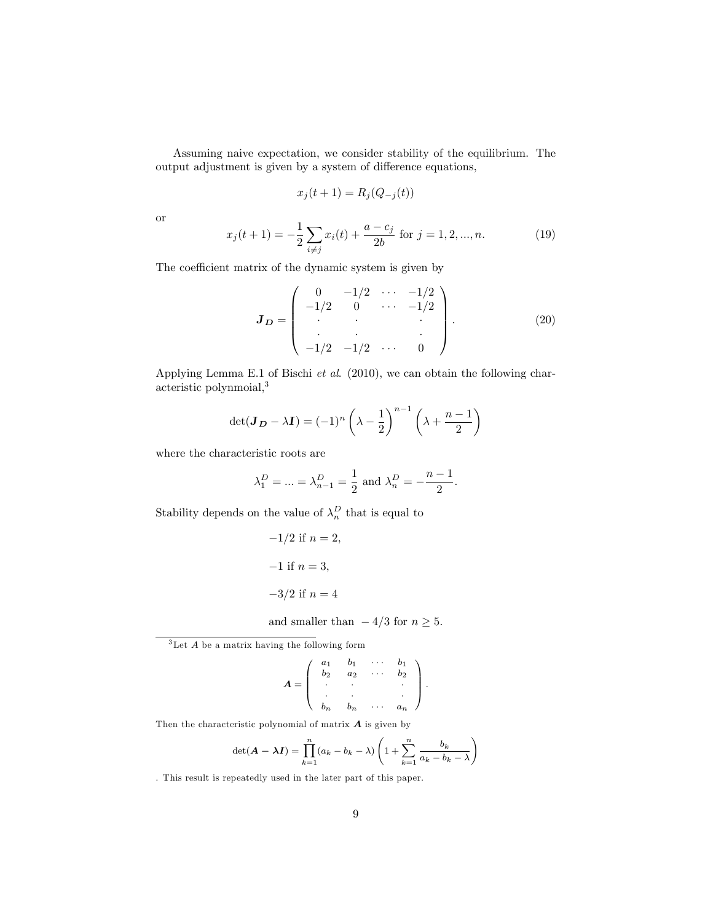Assuming naive expectation, we consider stability of the equilibrium. The output adjustment is given by a system of difference equations,

$$x_j(t+1) = R_j(Q_{-j}(t))$$

or

$$x_j(t+1) = -\frac{1}{2}\sum_{i\neq j} x_i(t) + \frac{a-c_j}{2b} \text{ for } j = 1, 2, ..., n. \tag{19}$$

The coefficient matrix of the dynamic system is given by

$$\boldsymbol{J_D} = \begin{pmatrix} 0 & -1/2 & \cdots & -1/2 \\ -1/2 & 0 & \cdots & -1/2 \\ \cdot & \cdot & & \cdot \\ \cdot & \cdot & & \cdot \\ -1/2 & -1/2 & \cdots & 0 \end{pmatrix}. \tag{20}$$

Applying Lemma E.1 of Bischi *et al*. (2010), we can obtain the following characteristic polynmoial,[3]

$$\det(\boldsymbol{J_D} - \lambda \boldsymbol{I}) = (-1)^n \left(\lambda - \frac{1}{2}\right)^{n-1}\left(\lambda + \frac{n-1}{2}\right)$$

where the characteristic roots are

$$\lambda_1^D = ... = \lambda_{n-1}^D = \frac{1}{2} \text{ and } \lambda_n^D = -\frac{n-1}{2}.$$

Stability depends on the value of $\lambda_n^D$ that is equal to

$-1/2$ if $n = 2$,

$-1$ if $n = 3$,

$-3/2$ if $n = 4$

and smaller than $-4/3$ for $n \geq 5$.

---

[3] Let $A$ be a matrix having the following form

$$\boldsymbol{A} = \begin{pmatrix} a_1 & b_1 & \cdots & b_1 \\ b_2 & a_2 & \cdots & b_2 \\ \cdot & \cdot & & \cdot \\ \cdot & \cdot & & \cdot \\ b_n & b_n & \cdots & a_n \end{pmatrix}.$$

Then the characteristic polynomial of matrix $\boldsymbol{A}$ is given by

$$\det(\boldsymbol{A} - \boldsymbol{\lambda I}) = \prod_{k=1}^{n}(a_k - b_k - \lambda)\left(1 + \sum_{k=1}^{n}\frac{b_k}{a_k - b_k - \lambda}\right)$$

. This result is repeatedly used in the later part of this paper.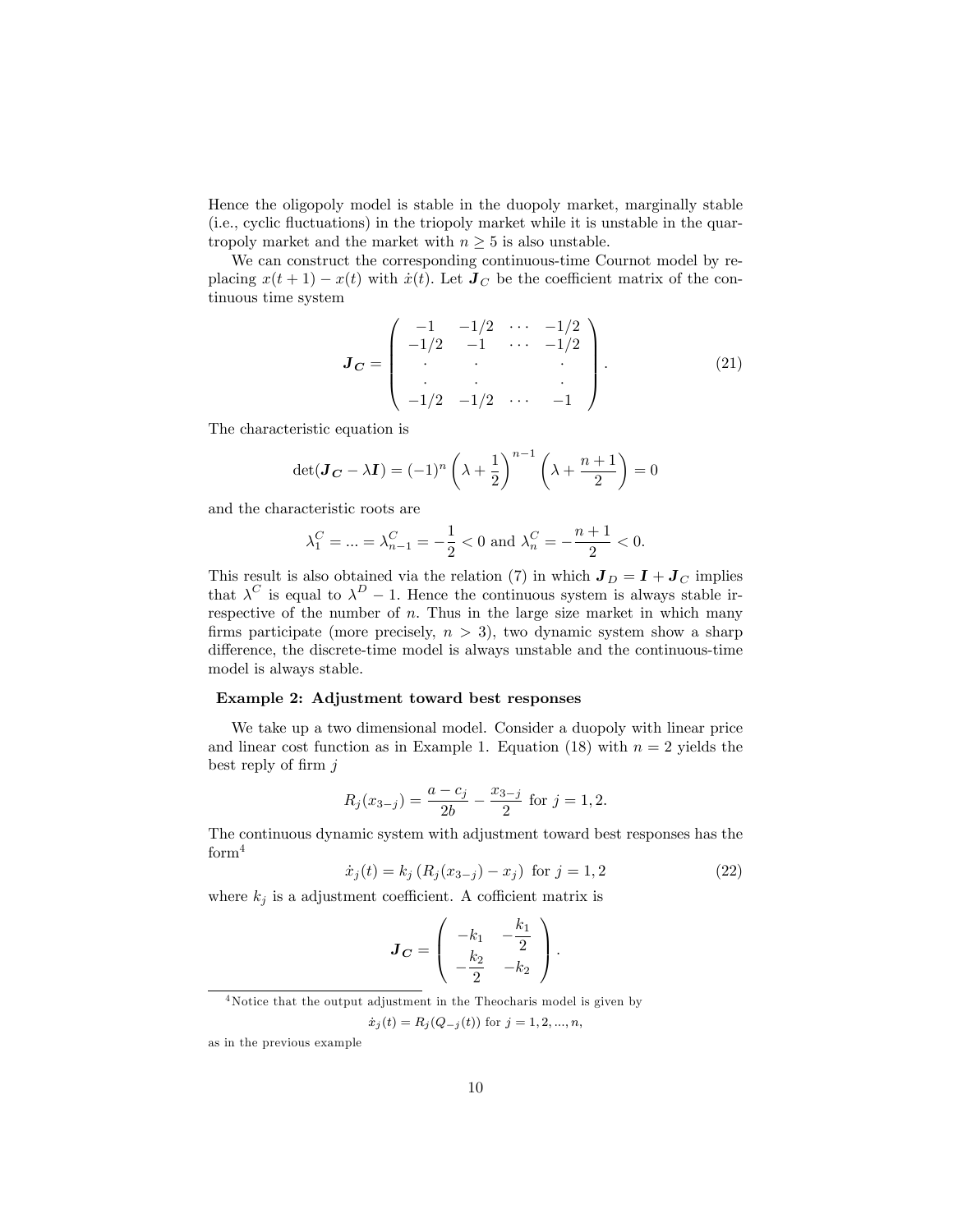Hence the oligopoly model is stable in the duopoly market, marginally stable (i.e., cyclic fluctuations) in the triopoly market while it is unstable in the quartropoly market and the market with $n \geq 5$ is also unstable.

We can construct the corresponding continuous-time Cournot model by replacing $x(t+1) - x(t)$ with $\dot{x}(t)$. Let $\boldsymbol{J}_C$ be the coefficient matrix of the continuous time system

$$\boldsymbol{J_C} = \begin{pmatrix} -1 & -1/2 & \cdots & -1/2 \\ -1/2 & -1 & \cdots & -1/2 \\ \cdot & \cdot & & \cdot \\ \cdot & \cdot & & \cdot \\ -1/2 & -1/2 & \cdots & -1 \end{pmatrix}. \tag{21}$$

The characteristic equation is

$$\det(\boldsymbol{J_C} - \lambda \boldsymbol{I}) = (-1)^n \left(\lambda + \frac{1}{2}\right)^{n-1} \left(\lambda + \frac{n+1}{2}\right) = 0$$

and the characteristic roots are

$$\lambda_1^C = ... = \lambda_{n-1}^C = -\frac{1}{2} < 0 \text{ and } \lambda_n^C = -\frac{n+1}{2} < 0.$$

This result is also obtained via the relation (7) in which $\boldsymbol{J}_D = \boldsymbol{I} + \boldsymbol{J}_C$ implies that $\lambda^C$ is equal to $\lambda^D - 1$. Hence the continuous system is always stable irrespective of the number of $n$. Thus in the large size market in which many firms participate (more precisely, $n > 3$), two dynamic system show a sharp difference, the discrete-time model is always unstable and the continuous-time model is always stable.

**Example 2: Adjustment toward best responses**

We take up a two dimensional model. Consider a duopoly with linear price and linear cost function as in Example 1. Equation (18) with $n = 2$ yields the best reply of firm $j$

$$R_j(x_{3-j}) = \frac{a - c_j}{2b} - \frac{x_{3-j}}{2} \text{ for } j = 1, 2.$$

The continuous dynamic system with adjustment toward best responses has the form[4]

$$\dot{x}_j(t) = k_j \left( R_j(x_{3-j}) - x_j \right) \text{ for } j = 1, 2 \tag{22}$$

where $k_j$ is a adjustment coefficient. A cofficient matrix is

$$\boldsymbol{J_C} = \begin{pmatrix} -k_1 & -\dfrac{k_1}{2} \\ -\dfrac{k_2}{2} & -k_2 \end{pmatrix}.$$

---

[4]Notice that the output adjustment in the Theocharis model is given by

$$\dot{x}_j(t) = R_j(Q_{-j}(t)) \text{ for } j = 1, 2, ..., n,$$

as in the previous example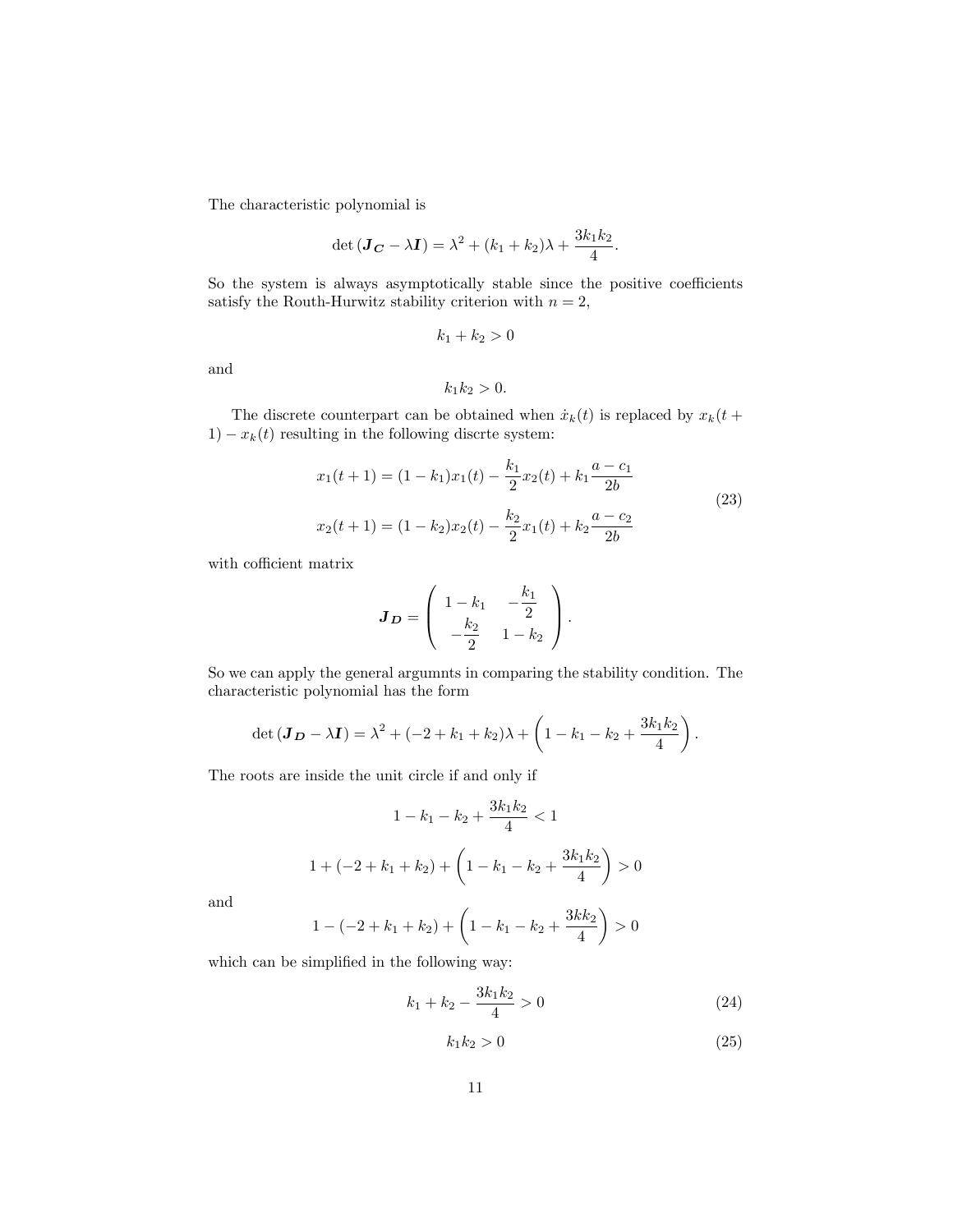The characteristic polynomial is

$$\det(\boldsymbol{J_C} - \lambda \boldsymbol{I}) = \lambda^2 + (k_1 + k_2)\lambda + \frac{3k_1k_2}{4}.$$

So the system is always asymptotically stable since the positive coefficients satisfy the Routh-Hurwitz stability criterion with $n = 2$,

$$k_1 + k_2 > 0$$

and

$$k_1k_2 > 0.$$

The discrete counterpart can be obtained when $\dot{x}_k(t)$ is replaced by $x_k(t+1) - x_k(t)$ resulting in the following discrte system:

$$\begin{aligned} x_1(t+1) &= (1-k_1)x_1(t) - \frac{k_1}{2}x_2(t) + k_1\frac{a-c_1}{2b} \\ x_2(t+1) &= (1-k_2)x_2(t) - \frac{k_2}{2}x_1(t) + k_2\frac{a-c_2}{2b} \end{aligned} \tag{23}$$

with cofficient matrix

$$\boldsymbol{J_D} = \begin{pmatrix} 1-k_1 & -\dfrac{k_1}{2} \\ -\dfrac{k_2}{2} & 1-k_2 \end{pmatrix}.$$

So we can apply the general argumnts in comparing the stability condition. The characteristic polynomial has the form

$$\det(\boldsymbol{J_D} - \lambda \boldsymbol{I}) = \lambda^2 + (-2 + k_1 + k_2)\lambda + \left(1 - k_1 - k_2 + \frac{3k_1k_2}{4}\right).$$

The roots are inside the unit circle if and only if

$$1 - k_1 - k_2 + \frac{3k_1k_2}{4} < 1$$

$$1 + (-2 + k_1 + k_2) + \left(1 - k_1 - k_2 + \frac{3k_1k_2}{4}\right) > 0$$

and

$$1 - (-2 + k_1 + k_2) + \left(1 - k_1 - k_2 + \frac{3kk_2}{4}\right) > 0$$

which can be simplified in the following way:

$$k_1 + k_2 - \frac{3k_1k_2}{4} > 0 \tag{24}$$

$$k_1k_2 > 0 \tag{25}$$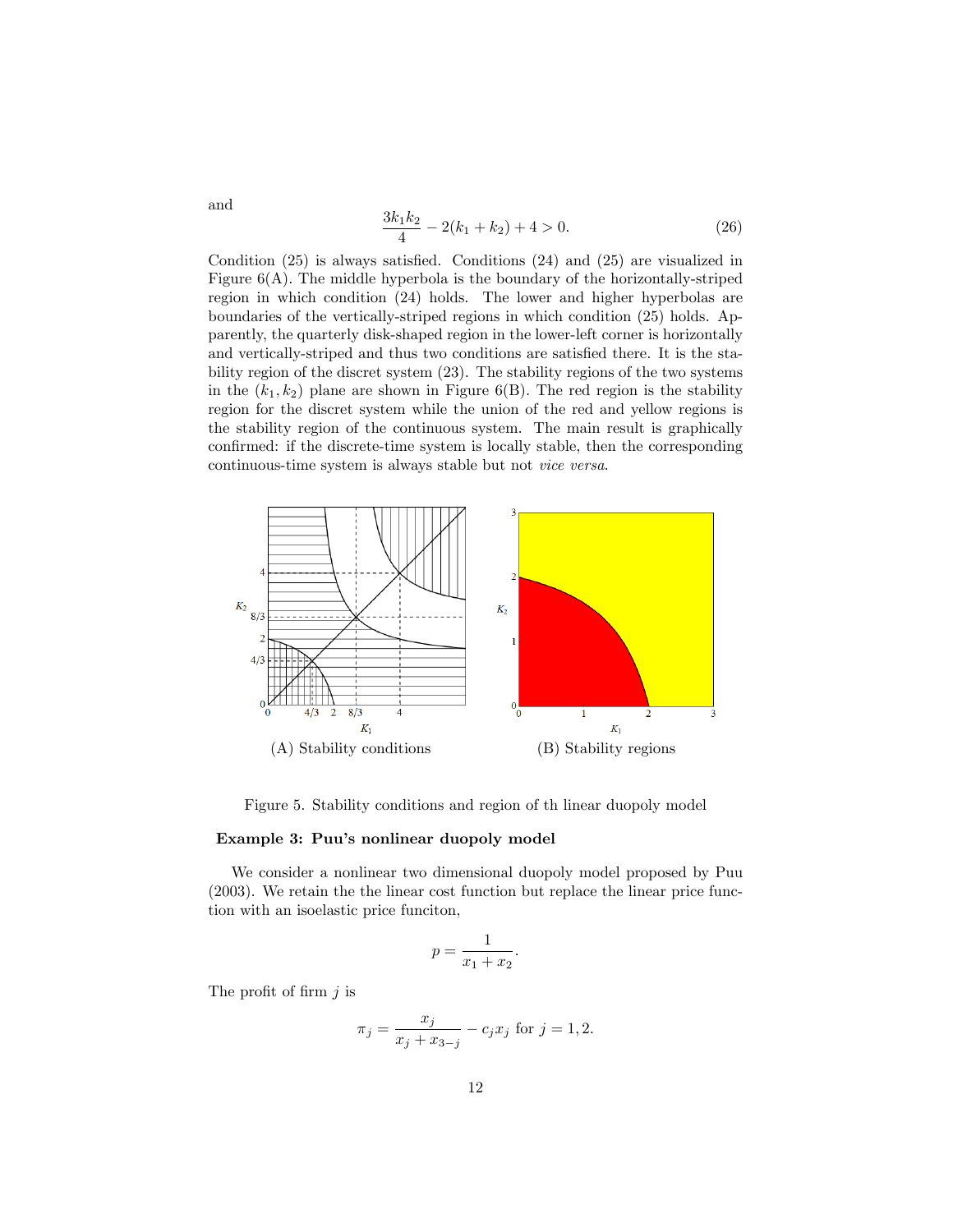and

$$\frac{3k_1k_2}{4} - 2(k_1 + k_2) + 4 > 0. \tag{26}$$

Condition (25) is always satisfied. Conditions (24) and (25) are visualized in Figure 6(A). The middle hyperbola is the boundary of the horizontally-striped region in which condition (24) holds. The lower and higher hyperbolas are boundaries of the vertically-striped regions in which condition (25) holds. Apparently, the quarterly disk-shaped region in the lower-left corner is horizontally and vertically-striped and thus two conditions are satisfied there. It is the stability region of the discret system (23). The stability regions of the two systems in the $(k_1, k_2)$ plane are shown in Figure 6(B). The red region is the stability region for the discret system while the union of the red and yellow regions is the stability region of the continuous system. The main result is graphically confirmed: if the discrete-time system is locally stable, then the corresponding continuous-time system is always stable but not *vice versa*.

$K_2$
4
8/3
2
4/3
0
0 4/3 2 8/3 4
$K_1$

(A) Stability conditions

3
2
$K_2$
1
0
0 1 2 3
$K_1$

(B) Stability regions

Figure 5. Stability conditions and region of th linear duopoly model

**Example 3: Puu's nonlinear duopoly model**

We consider a nonlinear two dimensional duopoly model proposed by Puu (2003). We retain the the linear cost function but replace the linear price function with an isoelastic price funciton,

$$p = \frac{1}{x_1 + x_2}.$$

The profit of firm $j$ is

$$\pi_j = \frac{x_j}{x_j + x_{3-j}} - c_j x_j \text{ for } j = 1, 2.$$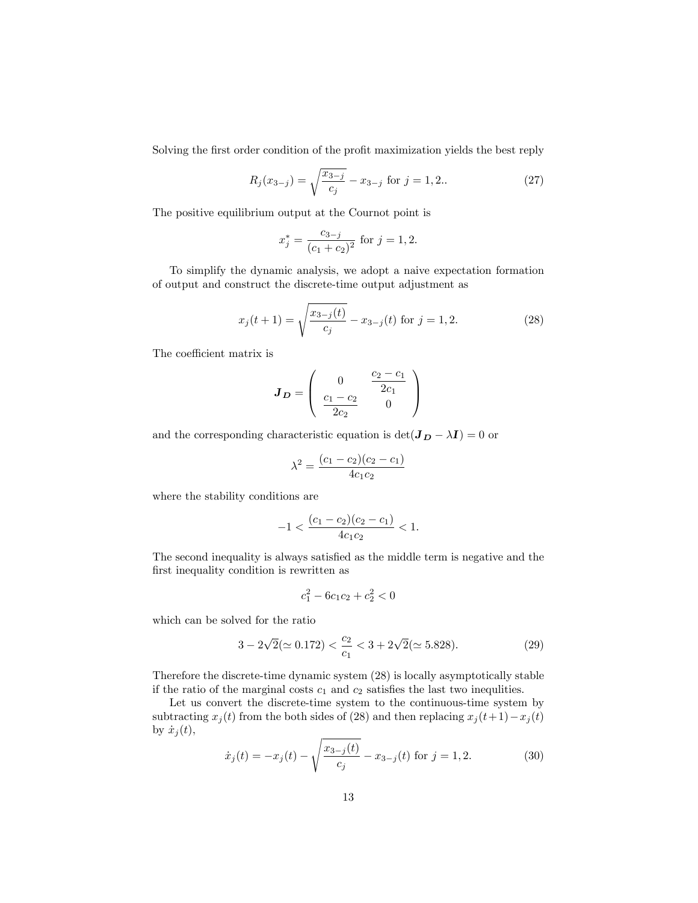Solving the first order condition of the profit maximization yields the best reply

$$R_j(x_{3-j}) = \sqrt{\frac{x_{3-j}}{c_j}} - x_{3-j} \text{ for } j = 1, 2.. \tag{27}$$

The positive equilibrium output at the Cournot point is

$$x_j^* = \frac{c_{3-j}}{(c_1 + c_2)^2} \text{ for } j = 1, 2.$$

To simplify the dynamic analysis, we adopt a naive expectation formation of output and construct the discrete-time output adjustment as

$$x_j(t+1) = \sqrt{\frac{x_{3-j}(t)}{c_j}} - x_{3-j}(t) \text{ for } j = 1, 2. \tag{28}$$

The coefficient matrix is

$$\boldsymbol{J_D} = \begin{pmatrix} 0 & \dfrac{c_2 - c_1}{2c_1} \\ \dfrac{c_1 - c_2}{2c_2} & 0 \end{pmatrix}$$

and the corresponding characteristic equation is $\det(\boldsymbol{J_D} - \lambda \boldsymbol{I}) = 0$ or

$$\lambda^2 = \frac{(c_1 - c_2)(c_2 - c_1)}{4c_1c_2}$$

where the stability conditions are

$$-1 < \frac{(c_1 - c_2)(c_2 - c_1)}{4c_1c_2} < 1.$$

The second inequality is always satisfied as the middle term is negative and the first inequality condition is rewritten as

$$c_1^2 - 6c_1c_2 + c_2^2 < 0$$

which can be solved for the ratio

$$3 - 2\sqrt{2}(\simeq 0.172) < \frac{c_2}{c_1} < 3 + 2\sqrt{2}(\simeq 5.828). \tag{29}$$

Therefore the discrete-time dynamic system (28) is locally asymptotically stable if the ratio of the marginal costs $c_1$ and $c_2$ satisfies the last two inequlities.

Let us convert the discrete-time system to the continuous-time system by subtracting $x_j(t)$ from the both sides of (28) and then replacing $x_j(t+1) - x_j(t)$ by $\dot{x}_j(t)$,

$$\dot{x}_j(t) = -x_j(t) - \sqrt{\frac{x_{3-j}(t)}{c_j}} - x_{3-j}(t) \text{ for } j = 1, 2. \tag{30}$$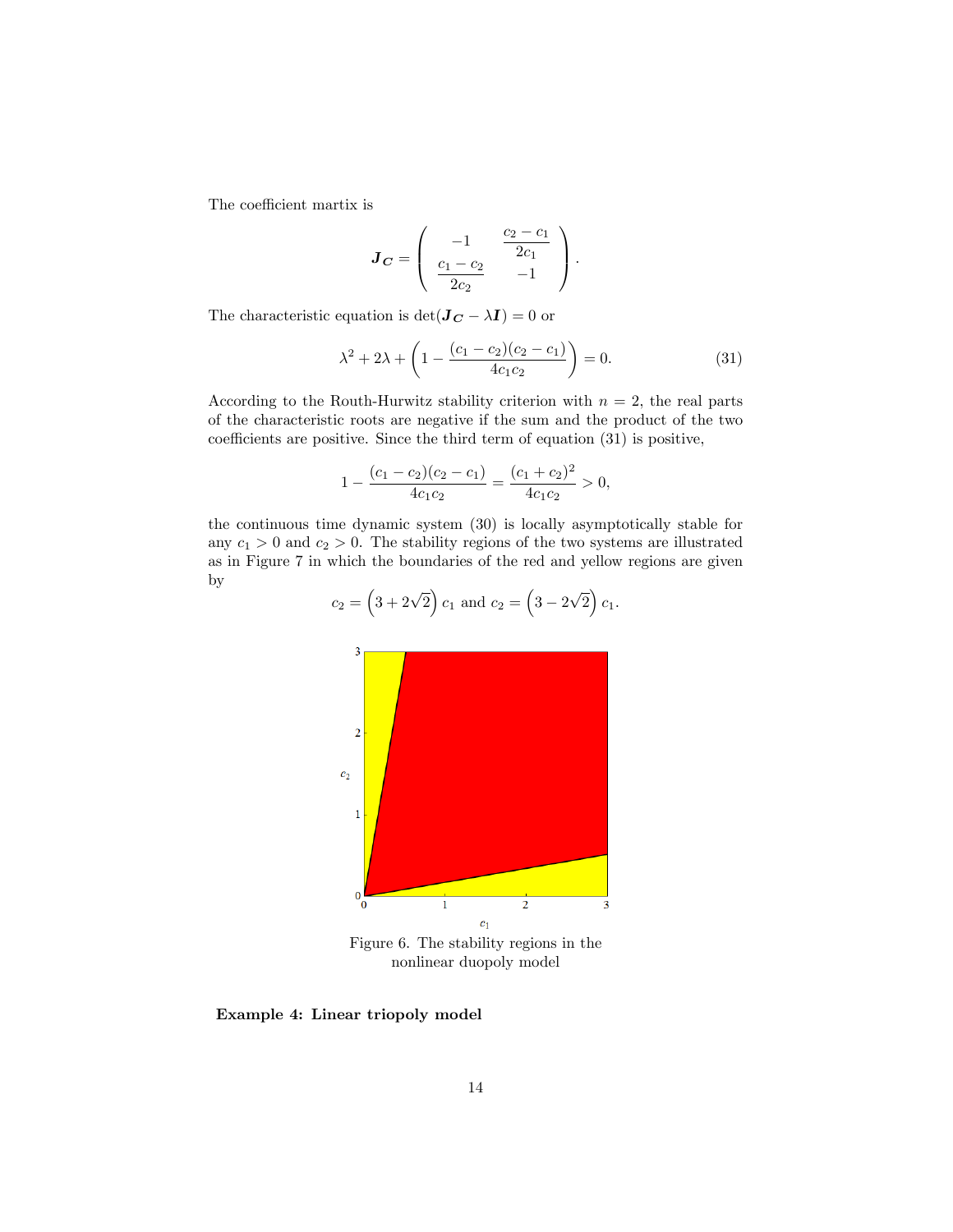The coefficient martix is

$$\boldsymbol{J_C} = \begin{pmatrix} -1 & \dfrac{c_2 - c_1}{2c_1} \\ \dfrac{c_1 - c_2}{2c_2} & -1 \end{pmatrix}.$$

The characteristic equation is $\det(\boldsymbol{J_C} - \lambda \boldsymbol{I}) = 0$ or

$$\lambda^2 + 2\lambda + \left(1 - \frac{(c_1 - c_2)(c_2 - c_1)}{4c_1c_2}\right) = 0. \tag{31}$$

According to the Routh-Hurwitz stability criterion with $n = 2$, the real parts of the characteristic roots are negative if the sum and the product of the two coefficients are positive. Since the third term of equation (31) is positive,

$$1 - \frac{(c_1 - c_2)(c_2 - c_1)}{4c_1c_2} = \frac{(c_1 + c_2)^2}{4c_1c_2} > 0,$$

the continuous time dynamic system (30) is locally asymptotically stable for any $c_1 > 0$ and $c_2 > 0$. The stability regions of the two systems are illustrated as in Figure 7 in which the boundaries of the red and yellow regions are given by

$$c_2 = \left(3 + 2\sqrt{2}\right) c_1 \text{ and } c_2 = \left(3 - 2\sqrt{2}\right) c_1.$$

3
2
1
0
0
1
2
3
$c_2$
$c_1$

Figure 6. The stability regions in the nonlinear duopoly model

**Example 4: Linear triopoly model**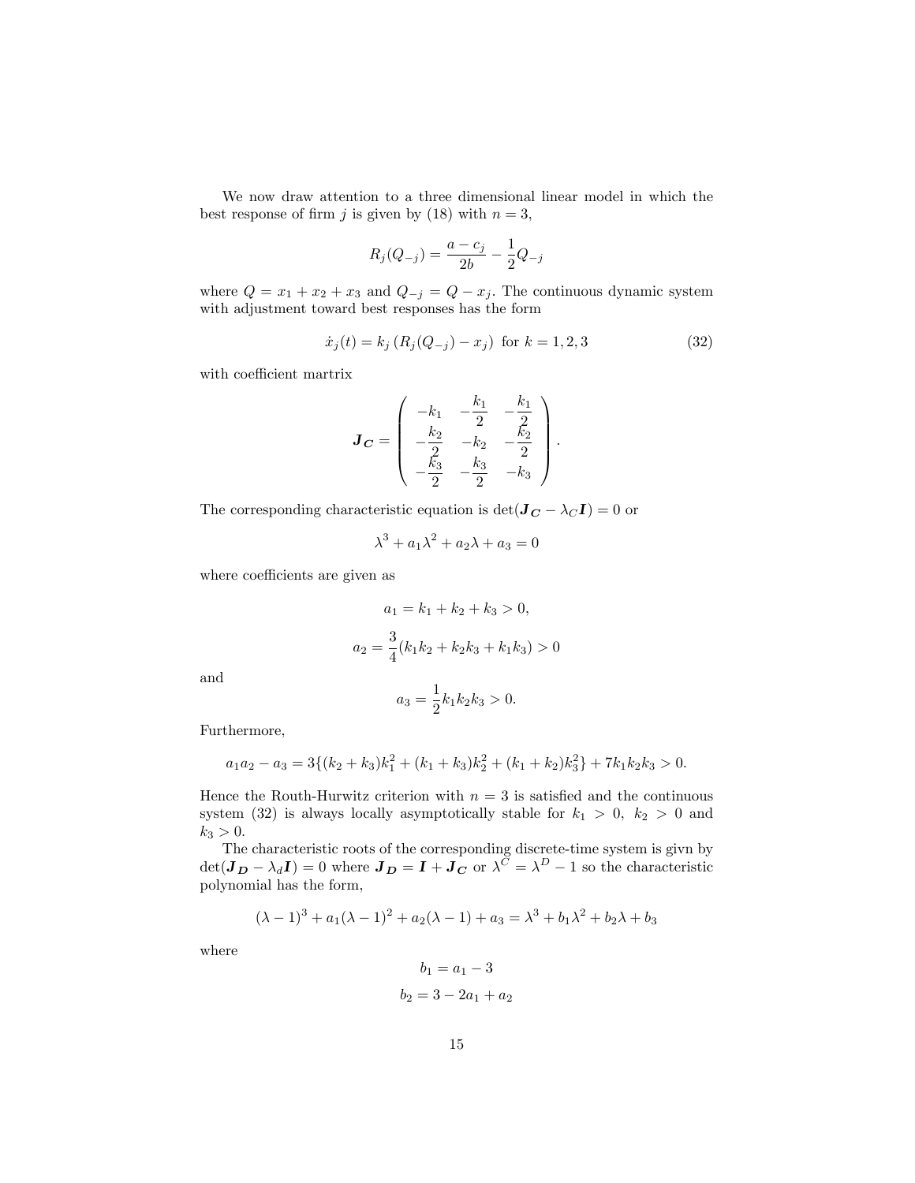We now draw attention to a three dimensional linear model in which the best response of firm $j$ is given by (18) with $n = 3$,

$$R_j(Q_{-j}) = \frac{a - c_j}{2b} - \frac{1}{2}Q_{-j}$$

where $Q = x_1 + x_2 + x_3$ and $Q_{-j} = Q - x_j$. The continuous dynamic system with adjustment toward best responses has the form

$$\dot{x}_j(t) = k_j \left( R_j(Q_{-j}) - x_j \right) \text{ for } k = 1, 2, 3 \tag{32}$$

with coefficient martrix

$$\boldsymbol{J_C} = \begin{pmatrix} -k_1 & -\dfrac{k_1}{2} & -\dfrac{k_1}{2} \\ -\dfrac{k_2}{2} & -k_2 & -\dfrac{k_2}{2} \\ -\dfrac{k_3}{2} & -\dfrac{k_3}{2} & -k_3 \end{pmatrix}.$$

The corresponding characteristic equation is $\det(\boldsymbol{J_C} - \lambda_C \boldsymbol{I}) = 0$ or

$$\lambda^3 + a_1\lambda^2 + a_2\lambda + a_3 = 0$$

where coefficients are given as

$$a_1 = k_1 + k_2 + k_3 > 0,$$

$$a_2 = \frac{3}{4}(k_1k_2 + k_2k_3 + k_1k_3) > 0$$

and

$$a_3 = \frac{1}{2}k_1k_2k_3 > 0.$$

Furthermore,

$$a_1a_2 - a_3 = 3\{(k_2 + k_3)k_1^2 + (k_1 + k_3)k_2^2 + (k_1 + k_2)k_3^2\} + 7k_1k_2k_3 > 0.$$

Hence the Routh-Hurwitz criterion with $n = 3$ is satisfied and the continuous system (32) is always locally asymptotically stable for $k_1 > 0,\ k_2 > 0$ and $k_3 > 0$.

The characteristic roots of the corresponding discrete-time system is givn by $\det(\boldsymbol{J_D} - \lambda_d \boldsymbol{I}) = 0$ where $\boldsymbol{J_D} = \boldsymbol{I} + \boldsymbol{J_C}$ or $\lambda^C = \lambda^D - 1$ so the characteristic polynomial has the form,

$$(\lambda - 1)^3 + a_1(\lambda - 1)^2 + a_2(\lambda - 1) + a_3 = \lambda^3 + b_1\lambda^2 + b_2\lambda + b_3$$

where

$$b_1 = a_1 - 3$$

$$b_2 = 3 - 2a_1 + a_2$$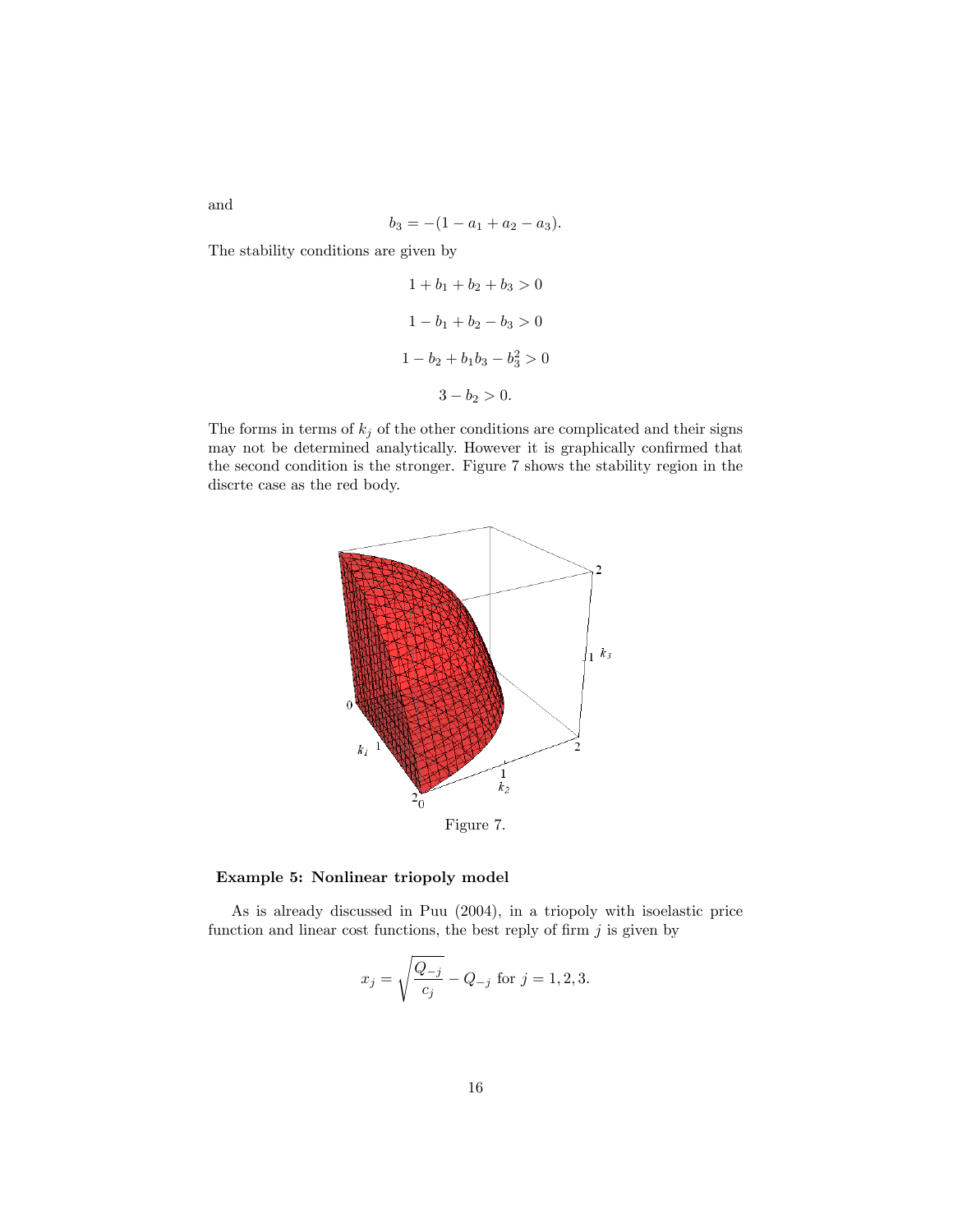and

$$b_3 = -(1 - a_1 + a_2 - a_3).$$

The stability conditions are given by

$$1 + b_1 + b_2 + b_3 > 0$$

$$1 - b_1 + b_2 - b_3 > 0$$

$$1 - b_2 + b_1 b_3 - b_3^2 > 0$$

$$3 - b_2 > 0.$$

The forms in terms of $k_j$ of the other conditions are complicated and their signs may not be determined analytically. However it is graphically confirmed that the second condition is the stronger. Figure 7 shows the stability region in the discrte case as the red body.

0
$k_1$
1
2
0
1
$k_2$
2
1
$k_3$
2

Figure 7.

**Example 5: Nonlinear triopoly model**

As is already discussed in Puu (2004), in a triopoly with isoelastic price function and linear cost functions, the best reply of firm $j$ is given by

$$x_j = \sqrt{\frac{Q_{-j}}{c_j}} - Q_{-j} \text{ for } j = 1, 2, 3.$$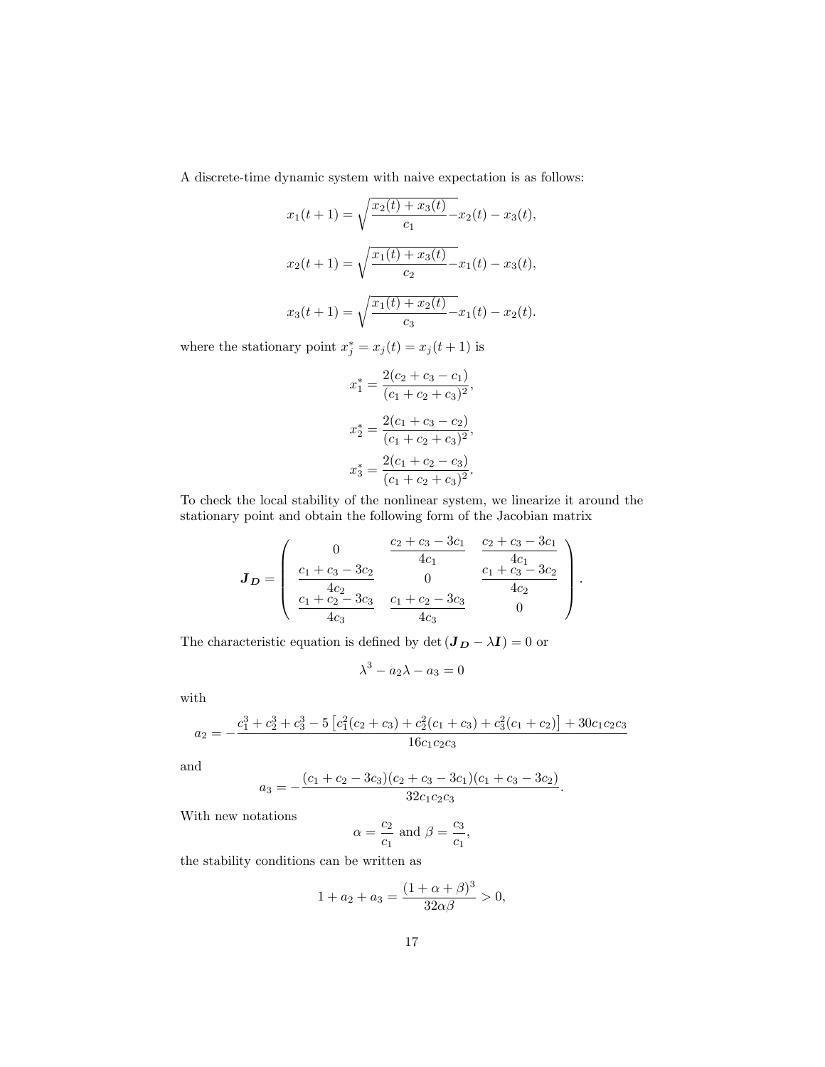A discrete-time dynamic system with naive expectation is as follows:

$$x_1(t+1) = \sqrt{\frac{x_2(t)+x_3(t)}{c_1}} - x_2(t) - x_3(t),$$

$$x_2(t+1) = \sqrt{\frac{x_1(t)+x_3(t)}{c_2}} - x_1(t) - x_3(t),$$

$$x_3(t+1) = \sqrt{\frac{x_1(t)+x_2(t)}{c_3}} - x_1(t) - x_2(t).$$

where the stationary point $x_j^* = x_j(t) = x_j(t+1)$ is

$$x_1^* = \frac{2(c_2+c_3-c_1)}{(c_1+c_2+c_3)^2},$$

$$x_2^* = \frac{2(c_1+c_3-c_2)}{(c_1+c_2+c_3)^2},$$

$$x_3^* = \frac{2(c_1+c_2-c_3)}{(c_1+c_2+c_3)^2}.$$

To check the local stability of the nonlinear system, we linearize it around the stationary point and obtain the following form of the Jacobian matrix

$$\boldsymbol{J_D} = \begin{pmatrix} 0 & \dfrac{c_2+c_3-3c_1}{4c_1} & \dfrac{c_2+c_3-3c_1}{4c_1} \\ \dfrac{c_1+c_3-3c_2}{4c_2} & 0 & \dfrac{c_1+c_3-3c_2}{4c_2} \\ \dfrac{c_1+c_2-3c_3}{4c_3} & \dfrac{c_1+c_2-3c_3}{4c_3} & 0 \end{pmatrix}.$$

The characteristic equation is defined by $\det(\boldsymbol{J_D} - \lambda \boldsymbol{I}) = 0$ or

$$\lambda^3 - a_2\lambda - a_3 = 0$$

with

$$a_2 = -\frac{c_1^3+c_2^3+c_3^3 - 5\left[c_1^2(c_2+c_3)+c_2^2(c_1+c_3)+c_3^2(c_1+c_2)\right] + 30c_1c_2c_3}{16c_1c_2c_3}$$

and

$$a_3 = -\frac{(c_1+c_2-3c_3)(c_2+c_3-3c_1)(c_1+c_3-3c_2)}{32c_1c_2c_3}.$$

With new notations

$$\alpha = \frac{c_2}{c_1} \text{ and } \beta = \frac{c_3}{c_1},$$

the stability conditions can be written as

$$1 + a_2 + a_3 = \frac{(1+\alpha+\beta)^3}{32\alpha\beta} > 0,$$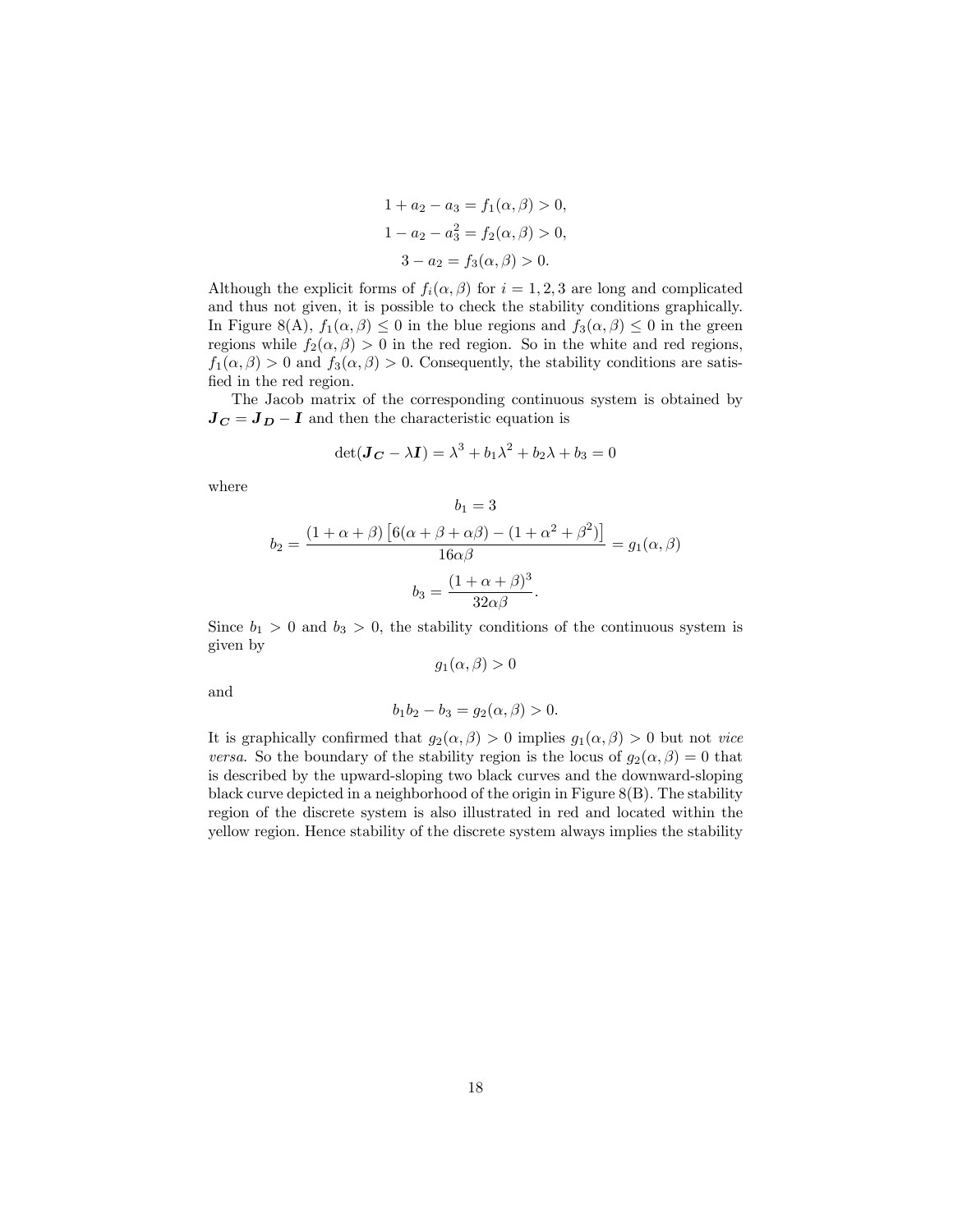$$1 + a_2 - a_3 = f_1(\alpha, \beta) > 0,$$

$$1 - a_2 - a_3^2 = f_2(\alpha, \beta) > 0,$$

$$3 - a_2 = f_3(\alpha, \beta) > 0.$$

Although the explicit forms of $f_i(\alpha, \beta)$ for $i = 1, 2, 3$ are long and complicated and thus not given, it is possible to check the stability conditions graphically. In Figure 8(A), $f_1(\alpha, \beta) \leq 0$ in the blue regions and $f_3(\alpha, \beta) \leq 0$ in the green regions while $f_2(\alpha, \beta) > 0$ in the red region. So in the white and red regions, $f_1(\alpha, \beta) > 0$ and $f_3(\alpha, \beta) > 0$. Consequently, the stability conditions are satisfied in the red region.

The Jacob matrix of the corresponding continuous system is obtained by $\boldsymbol{J_C} = \boldsymbol{J_D} - \boldsymbol{I}$ and then the characteristic equation is

$$\det(\boldsymbol{J_C} - \lambda \boldsymbol{I}) = \lambda^3 + b_1\lambda^2 + b_2\lambda + b_3 = 0$$

where

$$b_1 = 3$$

$$b_2 = \frac{(1 + \alpha + \beta)\left[6(\alpha + \beta + \alpha\beta) - (1 + \alpha^2 + \beta^2)\right]}{16\alpha\beta} = g_1(\alpha, \beta)$$

$$b_3 = \frac{(1 + \alpha + \beta)^3}{32\alpha\beta}.$$

Since $b_1 > 0$ and $b_3 > 0$, the stability conditions of the continuous system is given by

$$g_1(\alpha, \beta) > 0$$

and

$$b_1 b_2 - b_3 = g_2(\alpha, \beta) > 0.$$

It is graphically confirmed that $g_2(\alpha, \beta) > 0$ implies $g_1(\alpha, \beta) > 0$ but not *vice versa*. So the boundary of the stability region is the locus of $g_2(\alpha, \beta) = 0$ that is described by the upward-sloping two black curves and the downward-sloping black curve depicted in a neighborhood of the origin in Figure 8(B). The stability region of the discrete system is also illustrated in red and located within the yellow region. Hence stability of the discrete system always implies the stability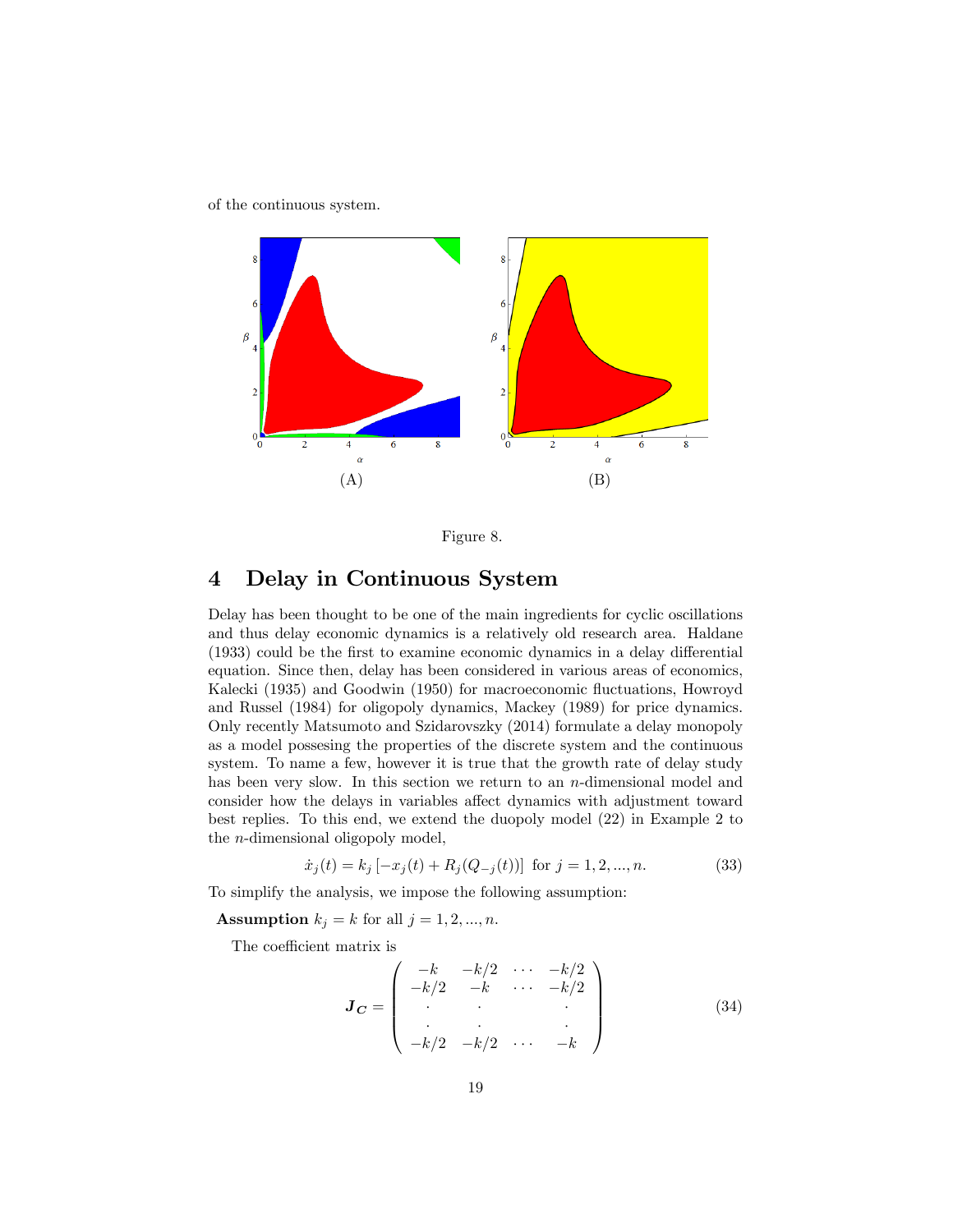of the continuous system.

8
6
4
2
0
$\beta$
0 2 4 6 8
$\alpha$
(A)

8
6
4
2
0
$\beta$
0 2 4 6 8
$\alpha$
(B)

Figure 8.

# 4 Delay in Continuous System

Delay has been thought to be one of the main ingredients for cyclic oscillations and thus delay economic dynamics is a relatively old research area. Haldane (1933) could be the first to examine economic dynamics in a delay differential equation. Since then, delay has been considered in various areas of economics, Kalecki (1935) and Goodwin (1950) for macroeconomic fluctuations, Howroyd and Russel (1984) for oligopoly dynamics, Mackey (1989) for price dynamics. Only recently Matsumoto and Szidarovszky (2014) formulate a delay monopoly as a model possesing the properties of the discrete system and the continuous system. To name a few, however it is true that the growth rate of delay study has been very slow. In this section we return to an $n$-dimensional model and consider how the delays in variables affect dynamics with adjustment toward best replies. To this end, we extend the duopoly model (22) in Example 2 to the $n$-dimensional oligopoly model,

$$\dot{x}_j(t) = k_j \left[ -x_j(t) + R_j(Q_{-j}(t)) \right] \text{ for } j = 1, 2, ..., n. \tag{33}$$

To simplify the analysis, we impose the following assumption:

**Assumption** $k_j = k$ for all $j = 1, 2, ..., n$.

The coefficient matrix is

$$\boldsymbol{J_C} = \begin{pmatrix} -k & -k/2 & \cdots & -k/2 \\ -k/2 & -k & \cdots & -k/2 \\ \cdot & \cdot & & \cdot \\ \cdot & \cdot & & \cdot \\ -k/2 & -k/2 & \cdots & -k \end{pmatrix} \tag{34}$$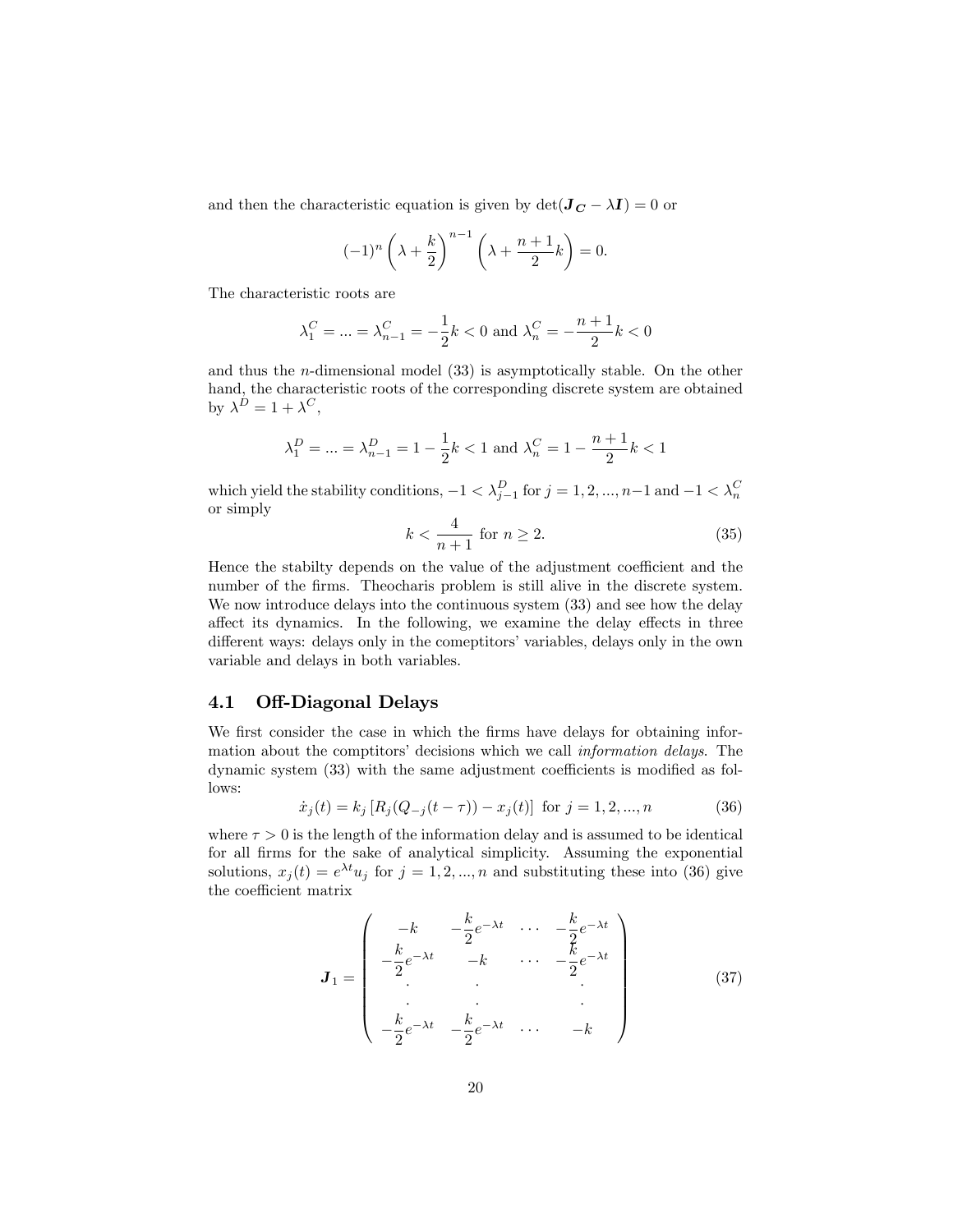and then the characteristic equation is given by $\det(\boldsymbol{J_C} - \lambda \boldsymbol{I}) = 0$ or

$$(-1)^n \left(\lambda + \frac{k}{2}\right)^{n-1} \left(\lambda + \frac{n+1}{2}k\right) = 0.$$

The characteristic roots are

$$\lambda_1^C = ... = \lambda_{n-1}^C = -\frac{1}{2}k < 0 \text{ and } \lambda_n^C = -\frac{n+1}{2}k < 0$$

and thus the $n$-dimensional model (33) is asymptotically stable. On the other hand, the characteristic roots of the corresponding discrete system are obtained by $\lambda^D = 1 + \lambda^C$,

$$\lambda_1^D = ... = \lambda_{n-1}^D = 1 - \frac{1}{2}k < 1 \text{ and } \lambda_n^C = 1 - \frac{n+1}{2}k < 1$$

which yield the stability conditions, $-1 < \lambda_{j-1}^D$ for $j = 1, 2, ..., n-1$ and $-1 < \lambda_n^C$ or simply

$$k < \frac{4}{n+1} \text{ for } n \geq 2. \tag{35}$$

Hence the stabilty depends on the value of the adjustment coefficient and the number of the firms. Theocharis problem is still alive in the discrete system. We now introduce delays into the continuous system (33) and see how the delay affect its dynamics. In the following, we examine the delay effects in three different ways: delays only in the comeptitors' variables, delays only in the own variable and delays in both variables.

## 4.1 Off-Diagonal Delays

We first consider the case in which the firms have delays for obtaining information about the comptitors' decisions which we call *information delays*. The dynamic system (33) with the same adjustment coefficients is modified as follows:

$$\dot{x}_j(t) = k_j \left[ R_j(Q_{-j}(t - \tau)) - x_j(t) \right] \text{ for } j = 1, 2, ..., n \tag{36}$$

where $\tau > 0$ is the length of the information delay and is assumed to be identical for all firms for the sake of analytical simplicity. Assuming the exponential solutions, $x_j(t) = e^{\lambda t} u_j$ for $j = 1, 2, ..., n$ and substituting these into (36) give the coefficient matrix

$$\boldsymbol{J}_1 = \begin{pmatrix} -k & -\frac{k}{2}e^{-\lambda t} & \cdots & -\frac{k}{2}e^{-\lambda t} \\ -\frac{k}{2}e^{-\lambda t} & -k & \cdots & -\frac{k}{2}e^{-\lambda t} \\ \cdot & \cdot & & \cdot \\ \cdot & \cdot & & \cdot \\ -\frac{k}{2}e^{-\lambda t} & -\frac{k}{2}e^{-\lambda t} & \cdots & -k \end{pmatrix} \tag{37}$$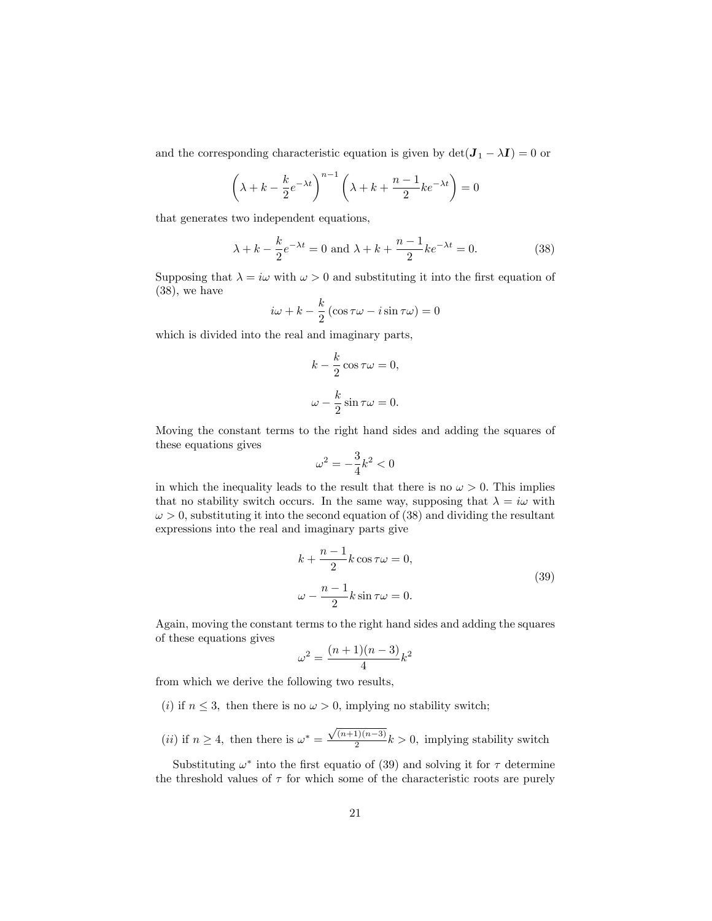and the corresponding characteristic equation is given by $\det(\boldsymbol{J}_1 - \lambda \boldsymbol{I}) = 0$ or

$$\left(\lambda + k - \frac{k}{2}e^{-\lambda t}\right)^{n-1}\left(\lambda + k + \frac{n-1}{2}ke^{-\lambda t}\right) = 0$$

that generates two independent equations,

$$\lambda + k - \frac{k}{2}e^{-\lambda t} = 0 \text{ and } \lambda + k + \frac{n-1}{2}ke^{-\lambda t} = 0. \tag{38}$$

Supposing that $\lambda = i\omega$ with $\omega > 0$ and substituting it into the first equation of (38), we have

$$i\omega + k - \frac{k}{2}\left(\cos \tau\omega - i \sin \tau\omega\right) = 0$$

which is divided into the real and imaginary parts,

$$k - \frac{k}{2}\cos \tau\omega = 0,$$

$$\omega - \frac{k}{2}\sin \tau\omega = 0.$$

Moving the constant terms to the right hand sides and adding the squares of these equations gives

$$\omega^2 = -\frac{3}{4}k^2 < 0$$

in which the inequality leads to the result that there is no $\omega > 0$. This implies that no stability switch occurs. In the same way, supposing that $\lambda = i\omega$ with $\omega > 0$, substituting it into the second equation of (38) and dividing the resultant expressions into the real and imaginary parts give

$$\begin{aligned} k + \frac{n-1}{2}k \cos \tau\omega = 0, \\ \omega - \frac{n-1}{2}k \sin \tau\omega = 0. \end{aligned} \tag{39}$$

Again, moving the constant terms to the right hand sides and adding the squares of these equations gives

$$\omega^2 = \frac{(n+1)(n-3)}{4}k^2$$

from which we derive the following two results,

$(i)$ if $n \leq 3,$ then there is no $\omega > 0$, implying no stability switch;

$(ii)$ if $n \geq 4,$ then there is $\omega^* = \frac{\sqrt{(n+1)(n-3)}}{2}k > 0,$ implying stability switch

Substituting $\omega^*$ into the first equatio of (39) and solving it for $\tau$ determine the threshold values of $\tau$ for which some of the characteristic roots are purely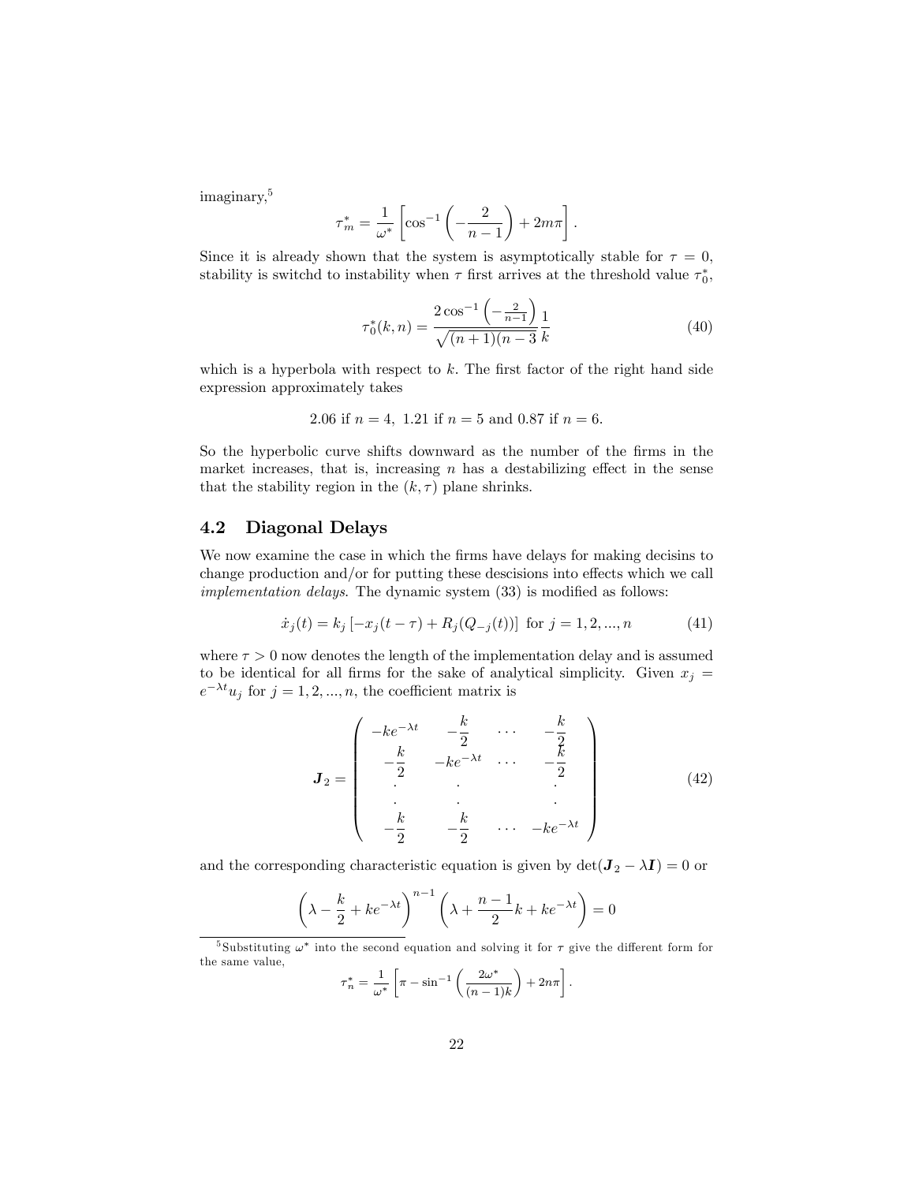imaginary,[5]

$$\tau_m^* = \frac{1}{\omega^*}\left[\cos^{-1}\left(-\frac{2}{n-1}\right) + 2m\pi\right].$$

Since it is already shown that the system is asymptotically stable for $\tau = 0$, stability is switchd to instability when $\tau$ first arrives at the threshold value $\tau_0^*$,

$$\tau_0^*(k,n) = \frac{2\cos^{-1}\left(-\frac{2}{n-1}\right)}{\sqrt{(n+1)(n-3}}\frac{1}{k} \tag{40}$$

which is a hyperbola with respect to $k$. The first factor of the right hand side expression approximately takes

2.06 if $n = 4$, 1.21 if $n = 5$ and 0.87 if $n = 6$.

So the hyperbolic curve shifts downward as the number of the firms in the market increases, that is, increasing $n$ has a destabilizing effect in the sense that the stability region in the $(k, \tau)$ plane shrinks.

## 4.2 Diagonal Delays

We now examine the case in which the firms have delays for making decisins to change production and/or for putting these descisions into effects which we call *implementation delays*. The dynamic system (33) is modified as follows:

$$\dot{x}_j(t) = k_j\left[-x_j(t-\tau) + R_j(Q_{-j}(t))\right] \text{ for } j = 1, 2, ..., n \tag{41}$$

where $\tau > 0$ now denotes the length of the implementation delay and is assumed to be identical for all firms for the sake of analytical simplicity. Given $x_j = e^{-\lambda t}u_j$ for $j = 1, 2, ..., n$, the coefficient matrix is

$$\boldsymbol{J}_2 = \begin{pmatrix} -ke^{-\lambda t} & -\frac{k}{2} & \cdots & -\frac{k}{2} \\ -\frac{k}{2} & -ke^{-\lambda t} & \cdots & -\frac{k}{2} \\ \cdot & \cdot & & \cdot \\ \cdot & \cdot & & \cdot \\ -\frac{k}{2} & -\frac{k}{2} & \cdots & -ke^{-\lambda t} \end{pmatrix} \tag{42}$$

and the corresponding characteristic equation is given by $\det(\boldsymbol{J}_2 - \lambda \boldsymbol{I}) = 0$ or

$$\left(\lambda - \frac{k}{2} + ke^{-\lambda t}\right)^{n-1}\left(\lambda + \frac{n-1}{2}k + ke^{-\lambda t}\right) = 0$$

[5] Substituting $\omega^*$ into the second equation and solving it for $\tau$ give the different form for the same value,

$$\tau_n^* = \frac{1}{\omega^*}\left[\pi - \sin^{-1}\left(\frac{2\omega^*}{(n-1)k}\right) + 2n\pi\right].$$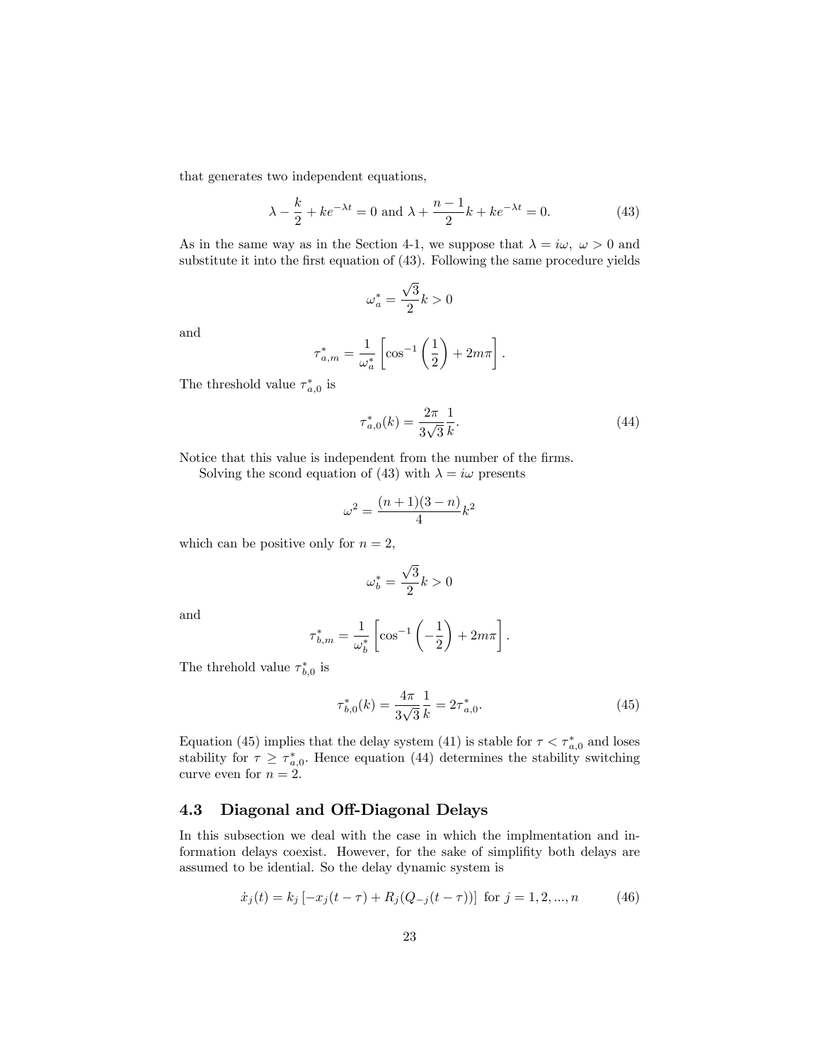that generates two independent equations,

$$\lambda - \frac{k}{2} + ke^{-\lambda t} = 0 \text{ and } \lambda + \frac{n-1}{2}k + ke^{-\lambda t} = 0. \tag{43}$$

As in the same way as in the Section 4-1, we suppose that $\lambda = i\omega,\ \omega > 0$ and substitute it into the first equation of (43). Following the same procedure yields

$$\omega_a^* = \frac{\sqrt{3}}{2}k > 0$$

and

$$\tau_{a,m}^* = \frac{1}{\omega_a^*}\left[\cos^{-1}\left(\frac{1}{2}\right) + 2m\pi\right].$$

The threshold value $\tau_{a,0}^*$ is

$$\tau_{a,0}^*(k) = \frac{2\pi}{3\sqrt{3}}\frac{1}{k}. \tag{44}$$

Notice that this value is independent from the number of the firms.

Solving the scond equation of (43) with $\lambda = i\omega$ presents

$$\omega^2 = \frac{(n+1)(3-n)}{4}k^2$$

which can be positive only for $n = 2$,

$$\omega_b^* = \frac{\sqrt{3}}{2}k > 0$$

and

$$\tau_{b,m}^* = \frac{1}{\omega_b^*}\left[\cos^{-1}\left(-\frac{1}{2}\right) + 2m\pi\right].$$

The threhold value $\tau_{b,0}^*$ is

$$\tau_{b,0}^*(k) = \frac{4\pi}{3\sqrt{3}}\frac{1}{k} = 2\tau_{a,0}^*. \tag{45}$$

Equation (45) implies that the delay system (41) is stable for $\tau < \tau_{a,0}^*$ and loses stability for $\tau \geq \tau_{a,0}^*$. Hence equation (44) determines the stability switching curve even for $n = 2$.

### 4.3 Diagonal and Off-Diagonal Delays

In this subsection we deal with the case in which the implmentation and information delays coexist. However, for the sake of simplifity both delays are assumed to be idential. So the delay dynamic system is

$$\dot{x}_j(t) = k_j\left[-x_j(t-\tau) + R_j(Q_{-j}(t-\tau))\right] \text{ for } j = 1, 2, ..., n \tag{46}$$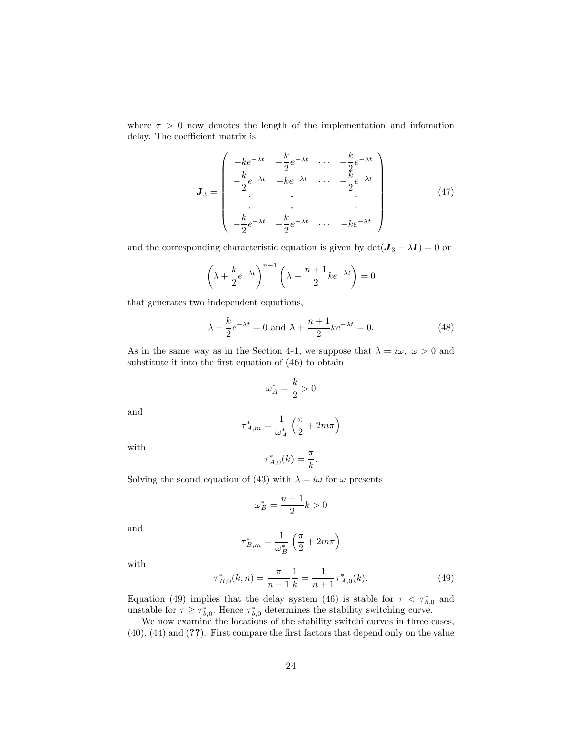where $\tau > 0$ now denotes the length of the implementation and infomation delay. The coefficient matrix is

$$
\boldsymbol{J}_3 = \begin{pmatrix} -ke^{-\lambda t} & -\dfrac{k}{2}e^{-\lambda t} & \cdots & -\dfrac{k}{2}e^{-\lambda t} \\ -\dfrac{k}{2}e^{-\lambda t} & -ke^{-\lambda t} & \cdots & -\dfrac{k}{2}e^{-\lambda t} \\ \cdot & \cdot & & \cdot \\ \cdot & \cdot & & \cdot \\ -\dfrac{k}{2}e^{-\lambda t} & -\dfrac{k}{2}e^{-\lambda t} & \cdots & -ke^{-\lambda t} \end{pmatrix} \tag{47}
$$

and the corresponding characteristic equation is given by $\det(\boldsymbol{J}_3 - \lambda \boldsymbol{I}) = 0$ or

$$
\left(\lambda + \frac{k}{2}e^{-\lambda t}\right)^{n-1}\left(\lambda + \frac{n+1}{2}ke^{-\lambda t}\right) = 0
$$

that generates two independent equations,

$$
\lambda + \frac{k}{2}e^{-\lambda t} = 0 \text{ and } \lambda + \frac{n+1}{2}ke^{-\lambda t} = 0. \tag{48}
$$

As in the same way as in the Section 4-1, we suppose that $\lambda = i\omega,\ \omega > 0$ and substitute it into the first equation of (46) to obtain

$$
\omega_A^* = \frac{k}{2} > 0
$$

and

$$
\tau_{A,m}^* = \frac{1}{\omega_A^*}\left(\frac{\pi}{2} + 2m\pi\right)
$$

with

$$
\tau_{A,0}^*(k) = \frac{\pi}{k}.
$$

Solving the scond equation of (43) with $\lambda = i\omega$ for $\omega$ presents

$$
\omega_B^* = \frac{n+1}{2}k > 0
$$

and

$$
\tau_{B,m}^* = \frac{1}{\omega_B^*}\left(\frac{\pi}{2} + 2m\pi\right)
$$

with

$$
\tau_{B,0}^*(k,n) = \frac{\pi}{n+1}\frac{1}{k} = \frac{1}{n+1}\tau_{A,0}^*(k). \tag{49}
$$

Equation (49) implies that the delay system (46) is stable for $\tau < \tau_{b,0}^*$ and unstable for $\tau \geq \tau_{b,0}^*$. Hence $\tau_{b,0}^*$ determines the stability switching curve.

We now examine the locations of the stability switchi curves in three cases, (40), (44) and (**??**). First compare the first factors that depend only on the value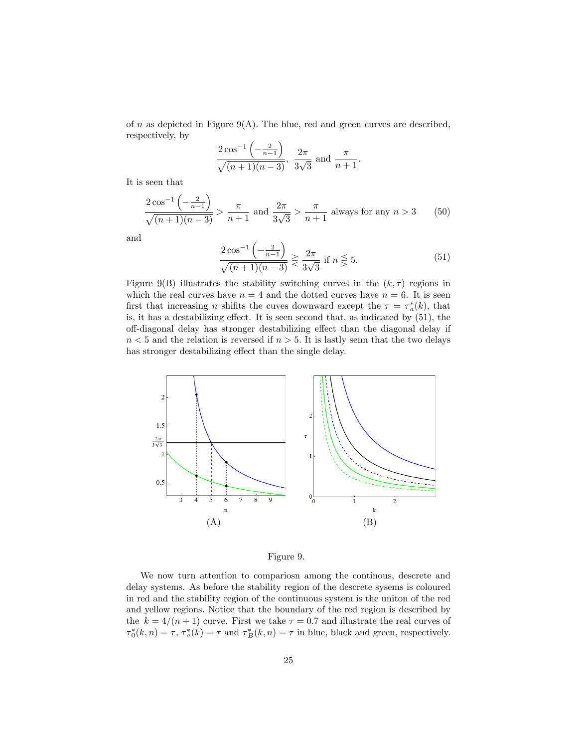of $n$ as depicted in Figure 9(A). The blue, red and green curves are described, respectively, by

$$\frac{2\cos^{-1}\left(-\frac{2}{n-1}\right)}{\sqrt{(n+1)(n-3)}},\ \frac{2\pi}{3\sqrt{3}} \text{ and } \frac{\pi}{n+1}.$$

It is seen that

$$\frac{2\cos^{-1}\left(-\frac{2}{n-1}\right)}{\sqrt{(n+1)(n-3)}} > \frac{\pi}{n+1} \text{ and } \frac{2\pi}{3\sqrt{3}} > \frac{\pi}{n+1} \text{ always for any } n > 3 \tag{50}$$

and

$$\frac{2\cos^{-1}\left(-\frac{2}{n-1}\right)}{\sqrt{(n+1)(n-3)}} \gtrless \frac{2\pi}{3\sqrt{3}} \text{ if } n \lessgtr 5. \tag{51}$$

Figure 9(B) illustrates the stability switching curves in the $(k, \tau)$ regions in which the real curves have $n = 4$ and the dotted curves have $n = 6$. It is seen first that increasing $n$ shifits the cuves downward except the $\tau = \tau_a^*(k)$, that is, it has a destabilizing effect. It is seen second that, as indicated by (51), the off-diagonal delay has stronger destabilizing effect than the diagonal delay if $n < 5$ and the relation is reversed if $n > 5$. It is lastly senn that the two delays has stronger destabilizing effect than the single delay.

2
1.5
$\frac{2\pi}{3\sqrt{3}}$
1
0.5
3 4 5 6 7 8 9
n
(A)

2
$\tau$
1
0
0 1 2
k
(B)

Figure 9.

We now turn attention to compariosn among the continous, descrete and delay systems. As before the stability region of the descrete sysems is coloured in red and the stability region of the continuous system is the uniton of the red and yellow regions. Notice that the boundary of the red region is described by the $k = 4/(n + 1)$ curve. First we take $\tau = 0.7$ and illustrate the real curves of $\tau_0^*(k, n) = \tau$, $\tau_a^*(k) = \tau$ and $\tau_B^*(k, n) = \tau$ in blue, black and green, respectively.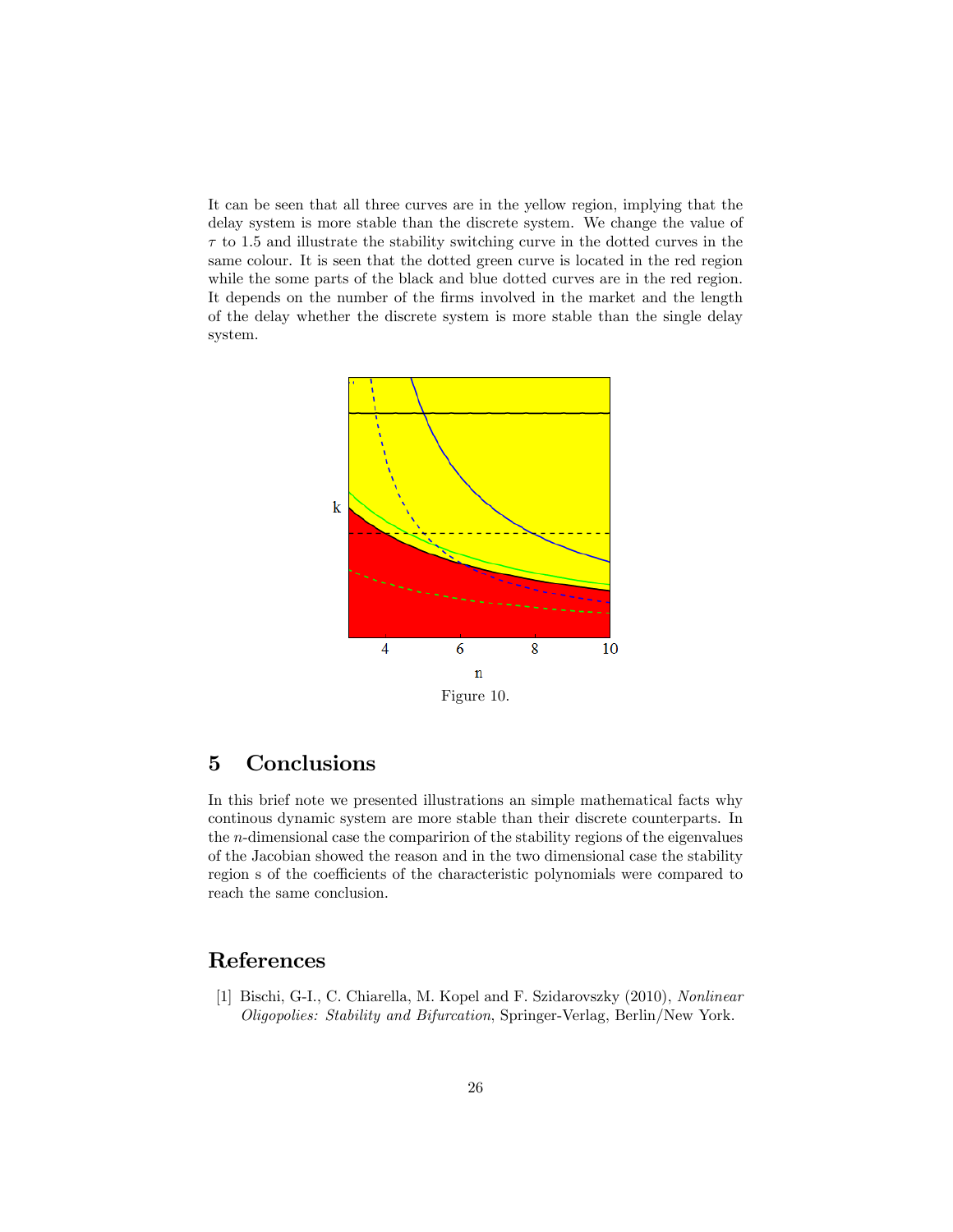It can be seen that all three curves are in the yellow region, implying that the delay system is more stable than the discrete system. We change the value of $\tau$ to 1.5 and illustrate the stability switching curve in the dotted curves in the same colour. It is seen that the dotted green curve is located in the red region while the some parts of the black and blue dotted curves are in the red region. It depends on the number of the firms involved in the market and the length of the delay whether the discrete system is more stable than the single delay system.

Figure 10.

## 5 Conclusions

In this brief note we presented illustrations an simple mathematical facts why continous dynamic system are more stable than their discrete counterparts. In the $n$-dimensional case the compariion of the stability regions of the eigenvalues of the Jacobian showed the reason and in the two dimensional case the stability region s of the coefficients of the characteristic polynomials were compared to reach the same conclusion.

## References

[1] Bischi, G-I., C. Chiarella, M. Kopel and F. Szidarovszky (2010), *Nonlinear Oligopolies: Stability and Bifurcation*, Springer-Verlag, Berlin/New York.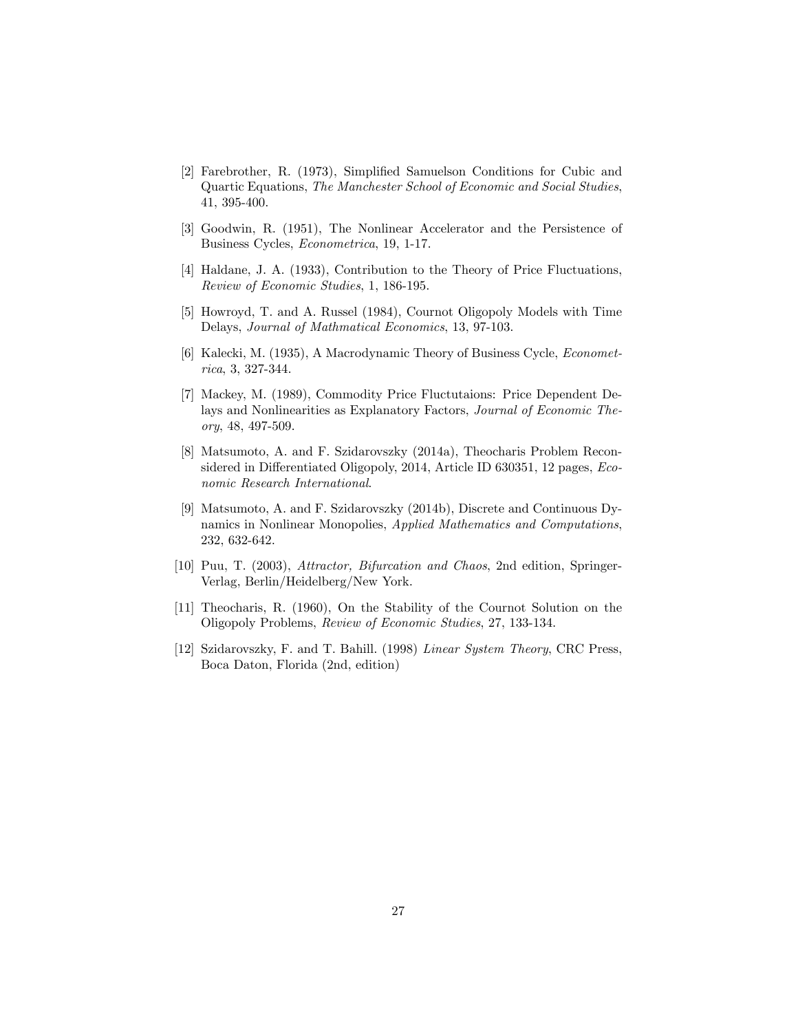[2] Farebrother, R. (1973), Simplified Samuelson Conditions for Cubic and Quartic Equations, *The Manchester School of Economic and Social Studies*, 41, 395-400.

[3] Goodwin, R. (1951), The Nonlinear Accelerator and the Persistence of Business Cycles, *Econometrica*, 19, 1-17.

[4] Haldane, J. A. (1933), Contribution to the Theory of Price Fluctuations, *Review of Economic Studies*, 1, 186-195.

[5] Howroyd, T. and A. Russel (1984), Cournot Oligopoly Models with Time Delays, *Journal of Mathmatical Economics*, 13, 97-103.

[6] Kalecki, M. (1935), A Macrodynamic Theory of Business Cycle, *Econometrica*, 3, 327-344.

[7] Mackey, M. (1989), Commodity Price Fluctutaions: Price Dependent Delays and Nonlinearities as Explanatory Factors, *Journal of Economic Theory*, 48, 497-509.

[8] Matsumoto, A. and F. Szidarovszky (2014a), Theocharis Problem Reconsidered in Differentiated Oligopoly, 2014, Article ID 630351, 12 pages, *Economic Research International*.

[9] Matsumoto, A. and F. Szidarovszky (2014b), Discrete and Continuous Dynamics in Nonlinear Monopolies, *Applied Mathematics and Computations*, 232, 632-642.

[10] Puu, T. (2003), *Attractor, Bifurcation and Chaos*, 2nd edition, Springer-Verlag, Berlin/Heidelberg/New York.

[11] Theocharis, R. (1960), On the Stability of the Cournot Solution on the Oligopoly Problems, *Review of Economic Studies*, 27, 133-134.

[12] Szidarovszky, F. and T. Bahill. (1998) *Linear System Theory*, CRC Press, Boca Daton, Florida (2nd, edition)